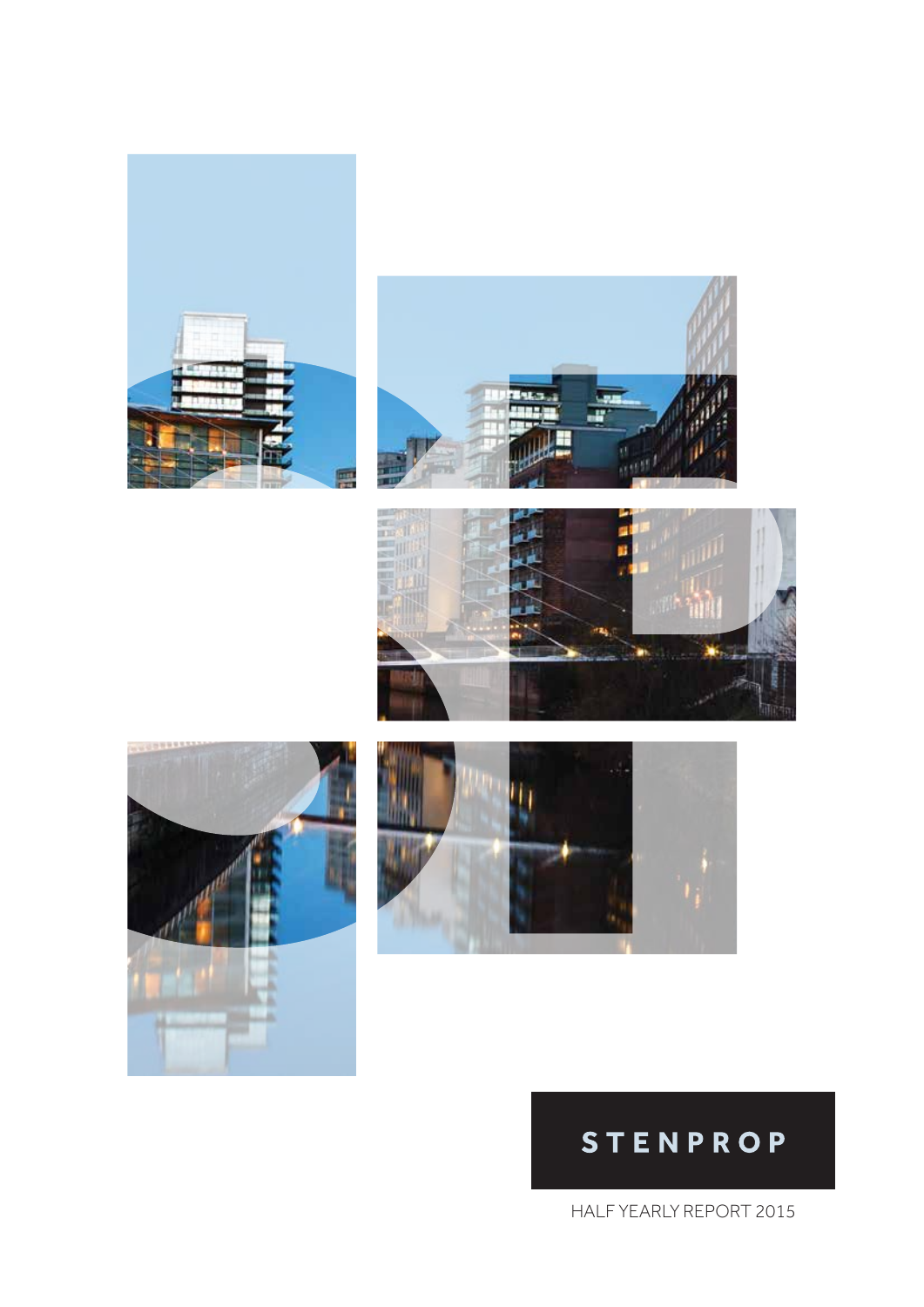# STENPROP

HALF YEARLY REPORT 2015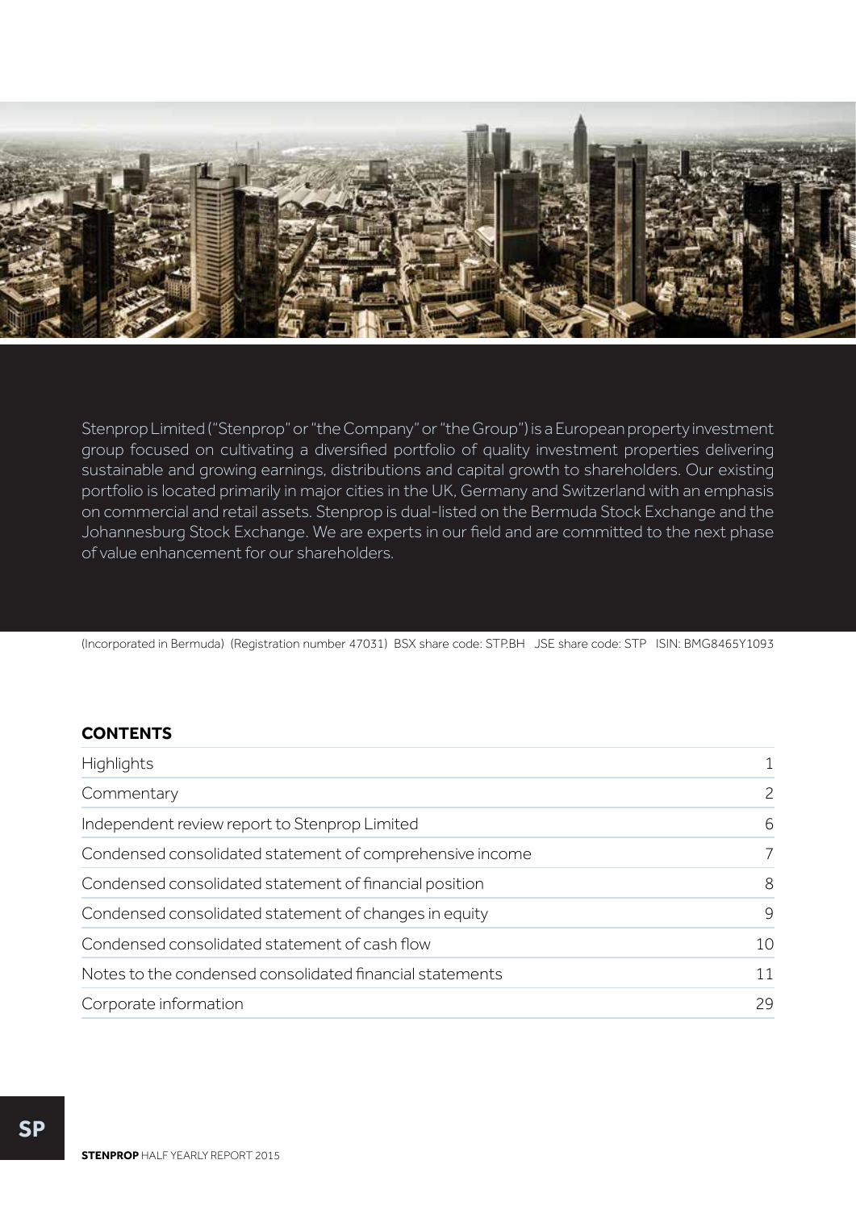Stenprop Limited ("Stenprop" or "the Company" or "the Group") is a European property investment group focused on cultivating a diversified portfolio of quality investment properties delivering sustainable and growing earnings, distributions and capital growth to shareholders. Our existing portfolio is located primarily in major cities in the UK, Germany and Switzerland with an emphasis on commercial and retail assets. Stenprop is dual-listed on the Bermuda Stock Exchange and the Johannesburg Stock Exchange. We are experts in our field and are committed to the next phase of value enhancement for our shareholders.

(Incorporated in Bermuda) (Registration number 47031) BSX share code: STP.BH JSE share code: STP ISIN: BMG8465Y1093

## CONTENTS

| | |
|---|---|
| Highlights | 1 |
| Commentary | 2 |
| Independent review report to Stenprop Limited | 6 |
| Condensed consolidated statement of comprehensive income | 7 |
| Condensed consolidated statement of financial position | 8 |
| Condensed consolidated statement of changes in equity | 9 |
| Condensed consolidated statement of cash flow | 10 |
| Notes to the condensed consolidated financial statements | 11 |
| Corporate information | 29 |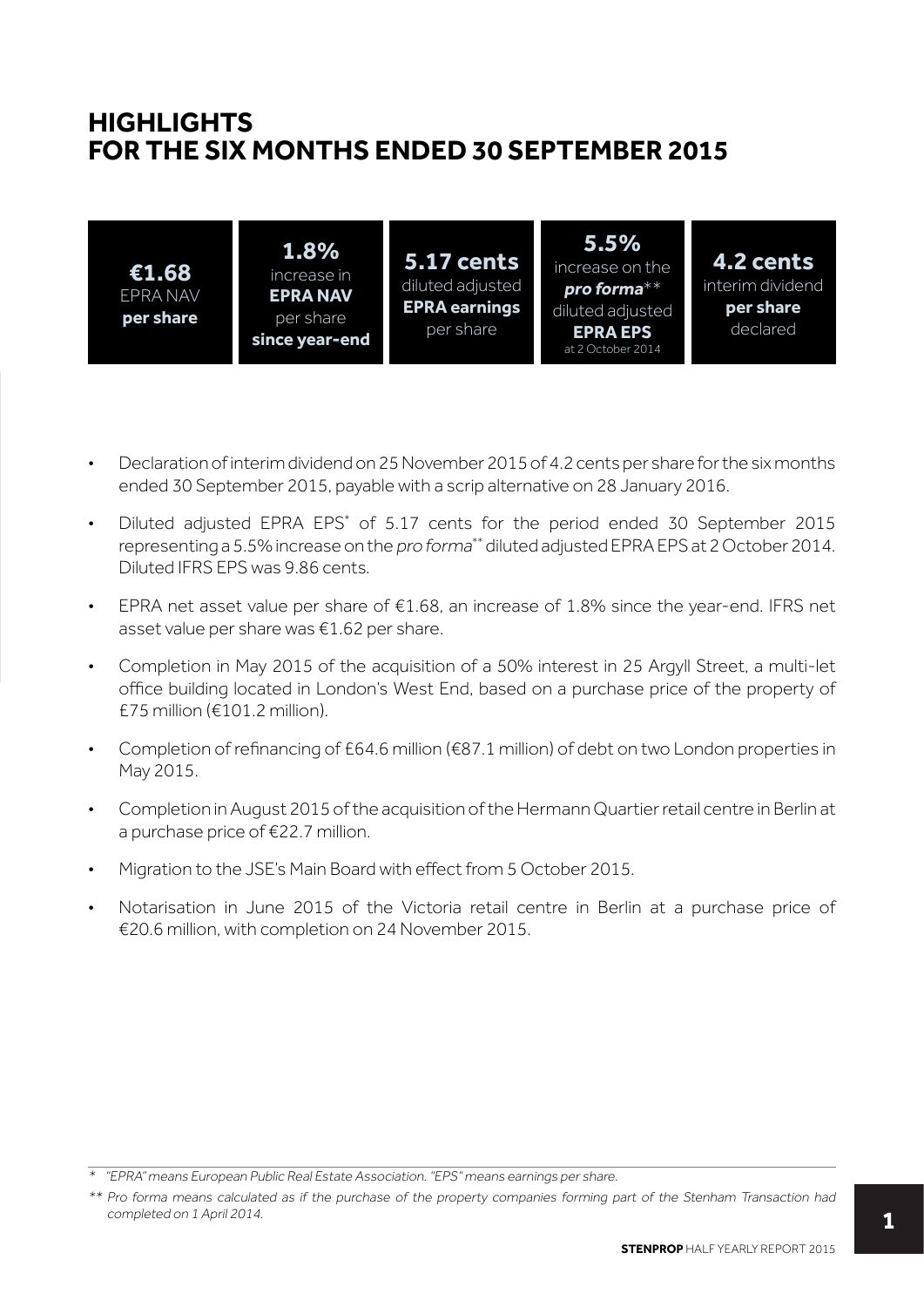# HIGHLIGHTS FOR THE SIX MONTHS ENDED 30 SEPTEMBER 2015

| **€1.68** EPRA NAV **per share** | **1.8%** increase in **EPRA NAV** per share **since year-end** | **5.17 cents** diluted adjusted **EPRA earnings** per share | **5.5%** increase on the ***pro forma***** diluted adjusted **EPRA EPS** at 2 October 2014 | **4.2 cents** interim dividend **per share** declared |
|---|---|---|---|---|

- Declaration of interim dividend on 25 November 2015 of 4.2 cents per share for the six months ended 30 September 2015, payable with a scrip alternative on 28 January 2016.
- Diluted adjusted EPRA EPS* of 5.17 cents for the period ended 30 September 2015 representing a 5.5% increase on the *pro forma*** diluted adjusted EPRA EPS at 2 October 2014. Diluted IFRS EPS was 9.86 cents.
- EPRA net asset value per share of €1.68, an increase of 1.8% since the year-end. IFRS net asset value per share was €1.62 per share.
- Completion in May 2015 of the acquisition of a 50% interest in 25 Argyll Street, a multi-let office building located in London's West End, based on a purchase price of the property of £75 million (€101.2 million).
- Completion of refinancing of £64.6 million (€87.1 million) of debt on two London properties in May 2015.
- Completion in August 2015 of the acquisition of the Hermann Quartier retail centre in Berlin at a purchase price of €22.7 million.
- Migration to the JSE's Main Board with effect from 5 October 2015.
- Notarisation in June 2015 of the Victoria retail centre in Berlin at a purchase price of €20.6 million, with completion on 24 November 2015.

---

\* *"EPRA" means European Public Real Estate Association. "EPS" means earnings per share.*

\*\* *Pro forma means calculated as if the purchase of the property companies forming part of the Stenham Transaction had completed on 1 April 2014.*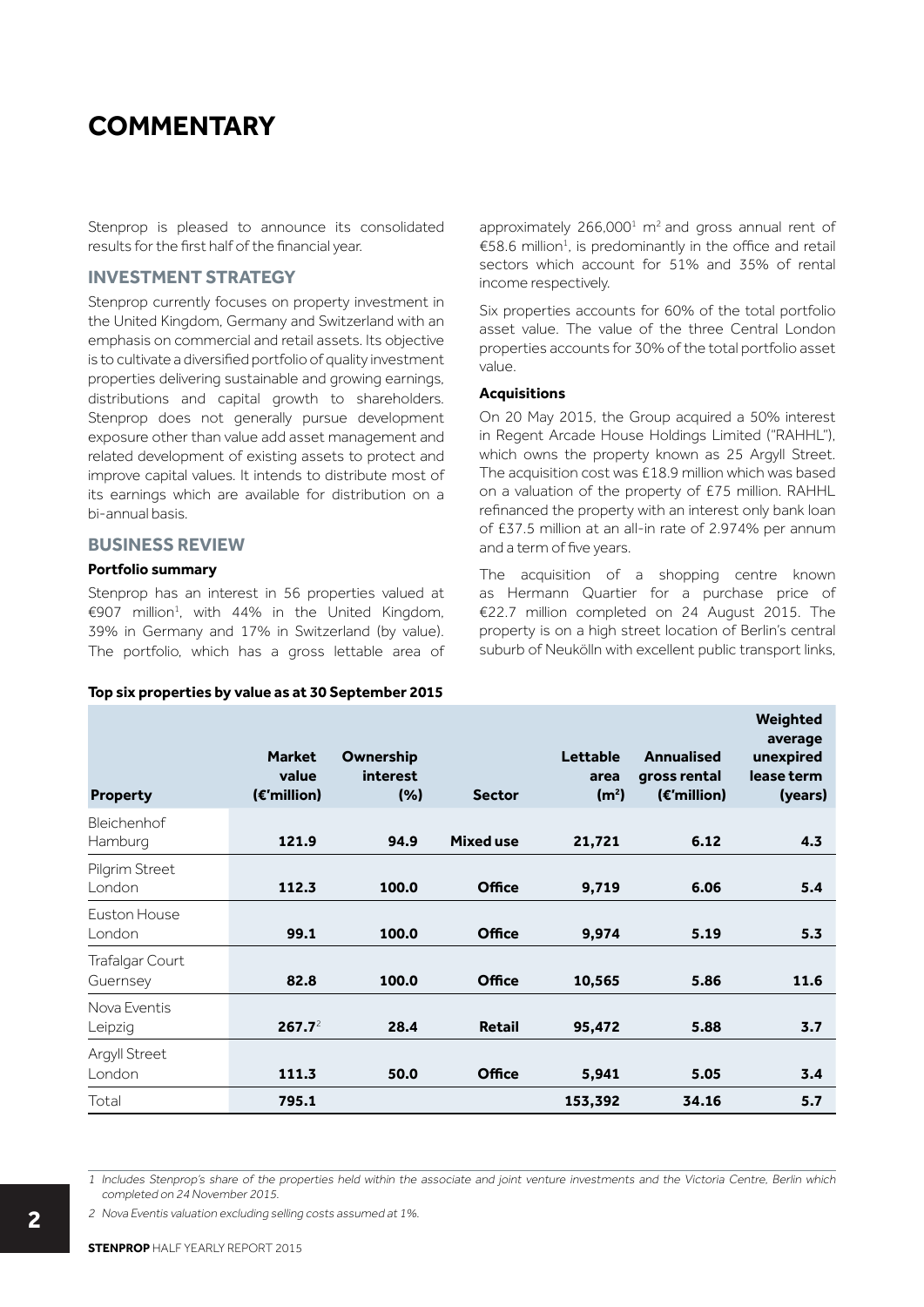# COMMENTARY

Stenprop is pleased to announce its consolidated results for the first half of the financial year.

## INVESTMENT STRATEGY

Stenprop currently focuses on property investment in the United Kingdom, Germany and Switzerland with an emphasis on commercial and retail assets. Its objective is to cultivate a diversified portfolio of quality investment properties delivering sustainable and growing earnings, distributions and capital growth to shareholders. Stenprop does not generally pursue development exposure other than value add asset management and related development of existing assets to protect and improve capital values. It intends to distribute most of its earnings which are available for distribution on a bi-annual basis.

## BUSINESS REVIEW

### Portfolio summary

Stenprop has an interest in 56 properties valued at €907 million[1], with 44% in the United Kingdom, 39% in Germany and 17% in Switzerland (by value). The portfolio, which has a gross lettable area of approximately 266,000[1] m² and gross annual rent of €58.6 million[1], is predominantly in the office and retail sectors which account for 51% and 35% of rental income respectively.

Six properties accounts for 60% of the total portfolio asset value. The value of the three Central London properties accounts for 30% of the total portfolio asset value.

### Acquisitions

On 20 May 2015, the Group acquired a 50% interest in Regent Arcade House Holdings Limited ("RAHHL"), which owns the property known as 25 Argyll Street. The acquisition cost was £18.9 million which was based on a valuation of the property of £75 million. RAHHL refinanced the property with an interest only bank loan of £37.5 million at an all-in rate of 2.974% per annum and a term of five years.

The acquisition of a shopping centre known as Hermann Quartier for a purchase price of €22.7 million completed on 24 August 2015. The property is on a high street location of Berlin's central suburb of Neukölln with excellent public transport links,

**Top six properties by value as at 30 September 2015**

| Property | Market value (€'million) | Ownership interest (%) | Sector | Lettable area (m²) | Annualised gross rental (€'million) | Weighted average unexpired lease term (years) |
|---|---|---|---|---|---|---|
| Bleichenhof Hamburg | 121.9 | 94.9 | Mixed use | 21,721 | 6.12 | 4.3 |
| Pilgrim Street London | 112.3 | 100.0 | Office | 9,719 | 6.06 | 5.4 |
| Euston House London | 99.1 | 100.0 | Office | 9,974 | 5.19 | 5.3 |
| Trafalgar Court Guernsey | 82.8 | 100.0 | Office | 10,565 | 5.86 | 11.6 |
| Nova Eventis Leipzig | 267.7[2] | 28.4 | Retail | 95,472 | 5.88 | 3.7 |
| Argyll Street London | 111.3 | 50.0 | Office | 5,941 | 5.05 | 3.4 |
| Total | 795.1 | | | 153,392 | 34.16 | 5.7 |

*1 Includes Stenprop's share of the properties held within the associate and joint venture investments and the Victoria Centre, Berlin which completed on 24 November 2015.*

*2 Nova Eventis valuation excluding selling costs assumed at 1%.*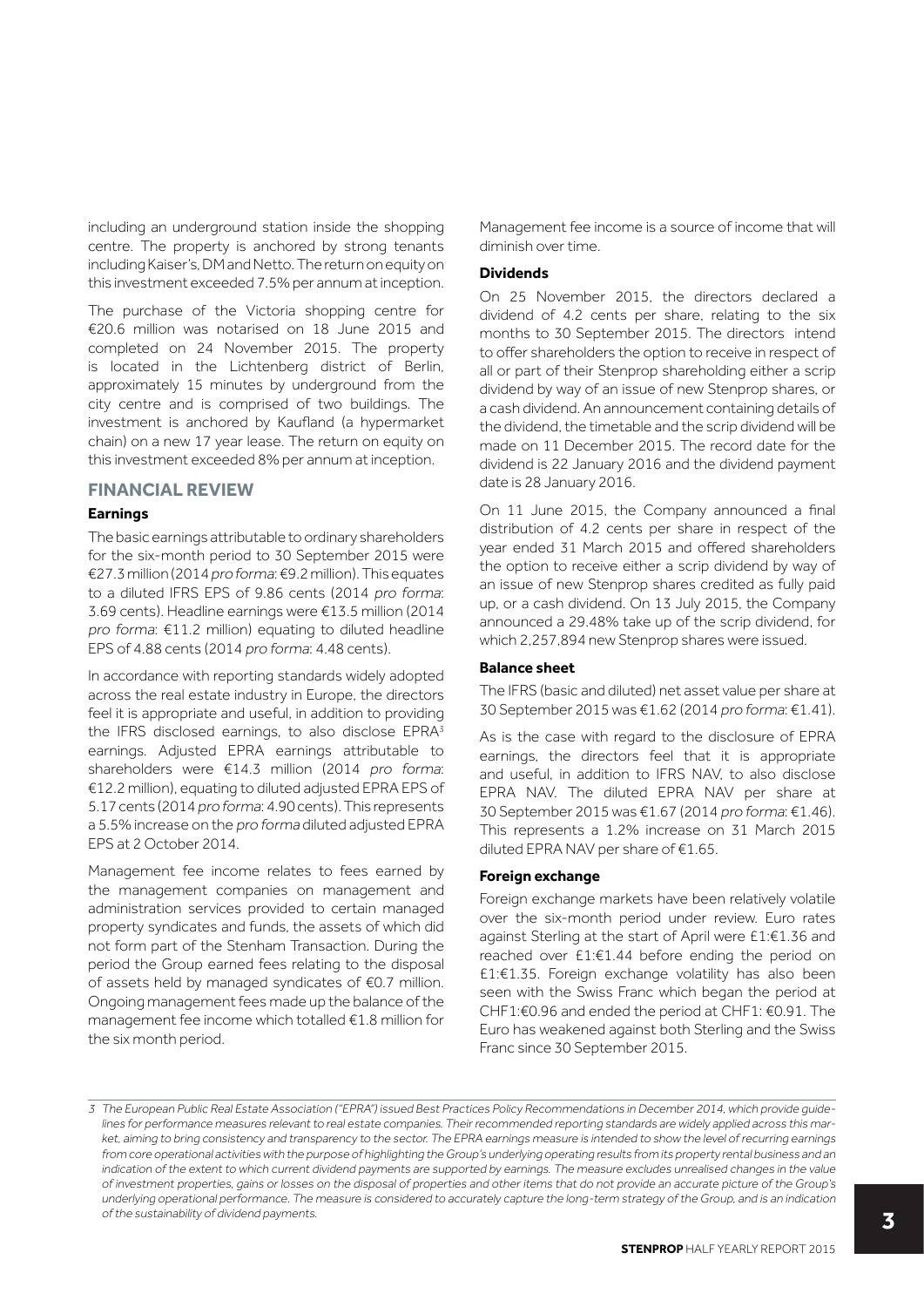including an underground station inside the shopping centre. The property is anchored by strong tenants including Kaiser's, DM and Netto. The return on equity on this investment exceeded 7.5% per annum at inception.

The purchase of the Victoria shopping centre for €20.6 million was notarised on 18 June 2015 and completed on 24 November 2015. The property is located in the Lichtenberg district of Berlin, approximately 15 minutes by underground from the city centre and is comprised of two buildings. The investment is anchored by Kaufland (a hypermarket chain) on a new 17 year lease. The return on equity on this investment exceeded 8% per annum at inception.

## FINANCIAL REVIEW

### Earnings

The basic earnings attributable to ordinary shareholders for the six-month period to 30 September 2015 were €27.3 million (2014 *pro forma*: €9.2 million). This equates to a diluted IFRS EPS of 9.86 cents (2014 *pro forma*: 3.69 cents). Headline earnings were €13.5 million (2014 *pro forma*: €11.2 million) equating to diluted headline EPS of 4.88 cents (2014 *pro forma*: 4.48 cents).

In accordance with reporting standards widely adopted across the real estate industry in Europe, the directors feel it is appropriate and useful, in addition to providing the IFRS disclosed earnings, to also disclose EPRA[3] earnings. Adjusted EPRA earnings attributable to shareholders were €14.3 million (2014 *pro forma*: €12.2 million), equating to diluted adjusted EPRA EPS of 5.17 cents (2014 *pro forma*: 4.90 cents). This represents a 5.5% increase on the *pro forma* diluted adjusted EPRA EPS at 2 October 2014.

Management fee income relates to fees earned by the management companies on management and administration services provided to certain managed property syndicates and funds, the assets of which did not form part of the Stenham Transaction. During the period the Group earned fees relating to the disposal of assets held by managed syndicates of €0.7 million. Ongoing management fees made up the balance of the management fee income which totalled €1.8 million for the six month period.

Management fee income is a source of income that will diminish over time.

### Dividends

On 25 November 2015, the directors declared a dividend of 4.2 cents per share, relating to the six months to 30 September 2015. The directors intend to offer shareholders the option to receive in respect of all or part of their Stenprop shareholding either a scrip dividend by way of an issue of new Stenprop shares, or a cash dividend. An announcement containing details of the dividend, the timetable and the scrip dividend will be made on 11 December 2015. The record date for the dividend is 22 January 2016 and the dividend payment date is 28 January 2016.

On 11 June 2015, the Company announced a final distribution of 4.2 cents per share in respect of the year ended 31 March 2015 and offered shareholders the option to receive either a scrip dividend by way of an issue of new Stenprop shares credited as fully paid up, or a cash dividend. On 13 July 2015, the Company announced a 29.48% take up of the scrip dividend, for which 2,257,894 new Stenprop shares were issued.

### Balance sheet

The IFRS (basic and diluted) net asset value per share at 30 September 2015 was €1.62 (2014 *pro forma*: €1.41).

As is the case with regard to the disclosure of EPRA earnings, the directors feel that it is appropriate and useful, in addition to IFRS NAV, to also disclose EPRA NAV. The diluted EPRA NAV per share at 30 September 2015 was €1.67 (2014 *pro forma*: €1.46). This represents a 1.2% increase on 31 March 2015 diluted EPRA NAV per share of €1.65.

### Foreign exchange

Foreign exchange markets have been relatively volatile over the six-month period under review. Euro rates against Sterling at the start of April were £1:€1.36 and reached over £1:€1.44 before ending the period on £1:€1.35. Foreign exchange volatility has also been seen with the Swiss Franc which began the period at CHF1:€0.96 and ended the period at CHF1: €0.91. The Euro has weakened against both Sterling and the Swiss Franc since 30 September 2015.

---

*3 The European Public Real Estate Association ("EPRA") issued Best Practices Policy Recommendations in December 2014, which provide guidelines for performance measures relevant to real estate companies. Their recommended reporting standards are widely applied across this market, aiming to bring consistency and transparency to the sector. The EPRA earnings measure is intended to show the level of recurring earnings from core operational activities with the purpose of highlighting the Group's underlying operating results from its property rental business and an indication of the extent to which current dividend payments are supported by earnings. The measure excludes unrealised changes in the value of investment properties, gains or losses on the disposal of properties and other items that do not provide an accurate picture of the Group's underlying operational performance. The measure is considered to accurately capture the long-term strategy of the Group, and is an indication of the sustainability of dividend payments.*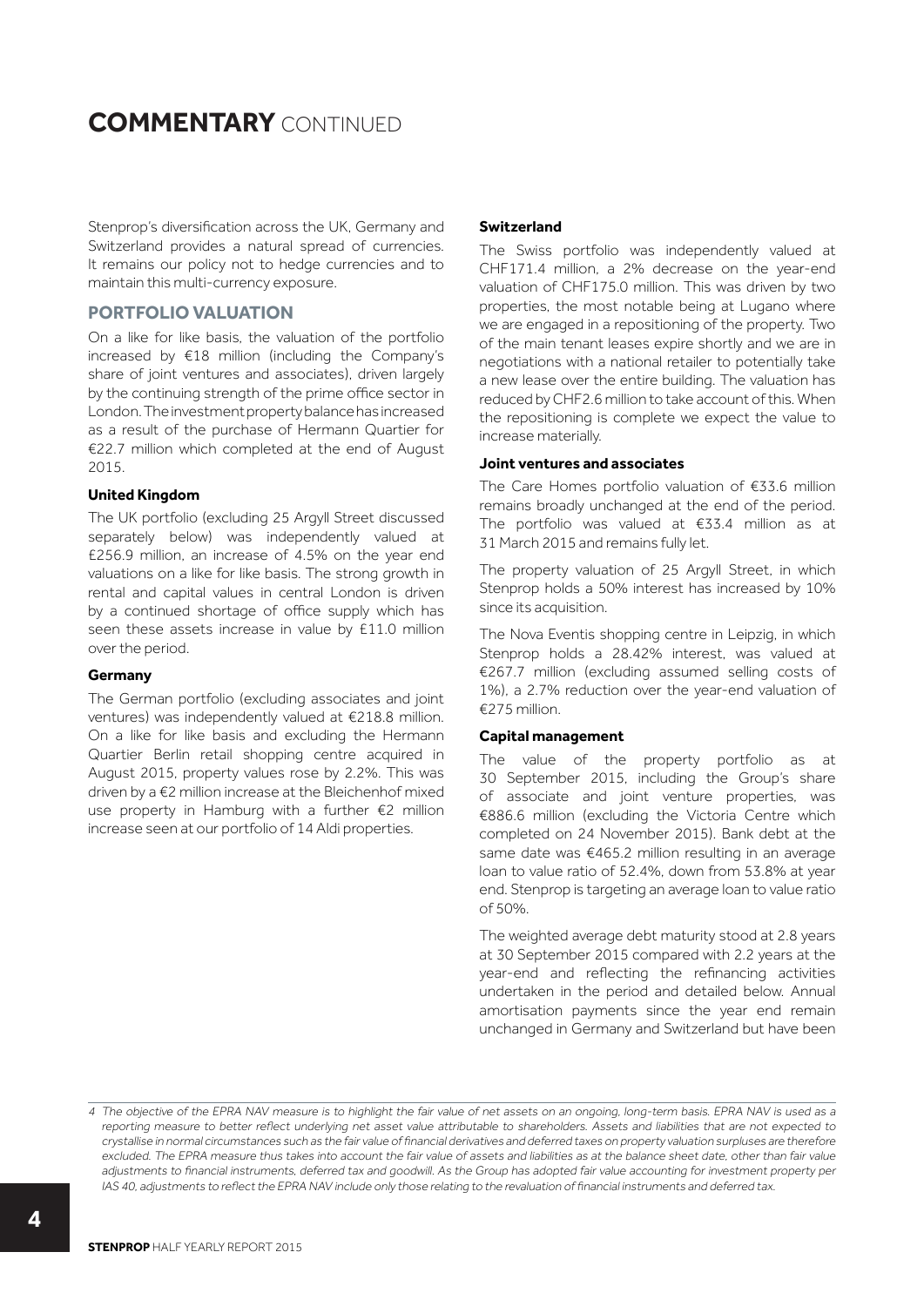# **COMMENTARY** CONTINUED

Stenprop's diversification across the UK, Germany and Switzerland provides a natural spread of currencies. It remains our policy not to hedge currencies and to maintain this multi-currency exposure.

## PORTFOLIO VALUATION

On a like for like basis, the valuation of the portfolio increased by €18 million (including the Company's share of joint ventures and associates), driven largely by the continuing strength of the prime office sector in London. The investment property balance has increased as a result of the purchase of Hermann Quartier for €22.7 million which completed at the end of August 2015.

### United Kingdom

The UK portfolio (excluding 25 Argyll Street discussed separately below) was independently valued at £256.9 million, an increase of 4.5% on the year end valuations on a like for like basis. The strong growth in rental and capital values in central London is driven by a continued shortage of office supply which has seen these assets increase in value by £11.0 million over the period.

### Germany

The German portfolio (excluding associates and joint ventures) was independently valued at €218.8 million. On a like for like basis and excluding the Hermann Quartier Berlin retail shopping centre acquired in August 2015, property values rose by 2.2%. This was driven by a €2 million increase at the Bleichenhof mixed use property in Hamburg with a further €2 million increase seen at our portfolio of 14 Aldi properties.

### Switzerland

The Swiss portfolio was independently valued at CHF171.4 million, a 2% decrease on the year-end valuation of CHF175.0 million. This was driven by two properties, the most notable being at Lugano where we are engaged in a repositioning of the property. Two of the main tenant leases expire shortly and we are in negotiations with a national retailer to potentially take a new lease over the entire building. The valuation has reduced by CHF2.6 million to take account of this. When the repositioning is complete we expect the value to increase materially.

### Joint ventures and associates

The Care Homes portfolio valuation of €33.6 million remains broadly unchanged at the end of the period. The portfolio was valued at €33.4 million as at 31 March 2015 and remains fully let.

The property valuation of 25 Argyll Street, in which Stenprop holds a 50% interest has increased by 10% since its acquisition.

The Nova Eventis shopping centre in Leipzig, in which Stenprop holds a 28.42% interest, was valued at €267.7 million (excluding assumed selling costs of 1%), a 2.7% reduction over the year-end valuation of €275 million.

### Capital management

The value of the property portfolio as at 30 September 2015, including the Group's share of associate and joint venture properties, was €886.6 million (excluding the Victoria Centre which completed on 24 November 2015). Bank debt at the same date was €465.2 million resulting in an average loan to value ratio of 52.4%, down from 53.8% at year end. Stenprop is targeting an average loan to value ratio of 50%.

The weighted average debt maturity stood at 2.8 years at 30 September 2015 compared with 2.2 years at the year-end and reflecting the refinancing activities undertaken in the period and detailed below. Annual amortisation payments since the year end remain unchanged in Germany and Switzerland but have been

*4 The objective of the EPRA NAV measure is to highlight the fair value of net assets on an ongoing, long-term basis. EPRA NAV is used as a reporting measure to better reflect underlying net asset value attributable to shareholders. Assets and liabilities that are not expected to crystallise in normal circumstances such as the fair value of financial derivatives and deferred taxes on property valuation surpluses are therefore excluded. The EPRA measure thus takes into account the fair value of assets and liabilities as at the balance sheet date, other than fair value adjustments to financial instruments, deferred tax and goodwill. As the Group has adopted fair value accounting for investment property per IAS 40, adjustments to reflect the EPRA NAV include only those relating to the revaluation of financial instruments and deferred tax.*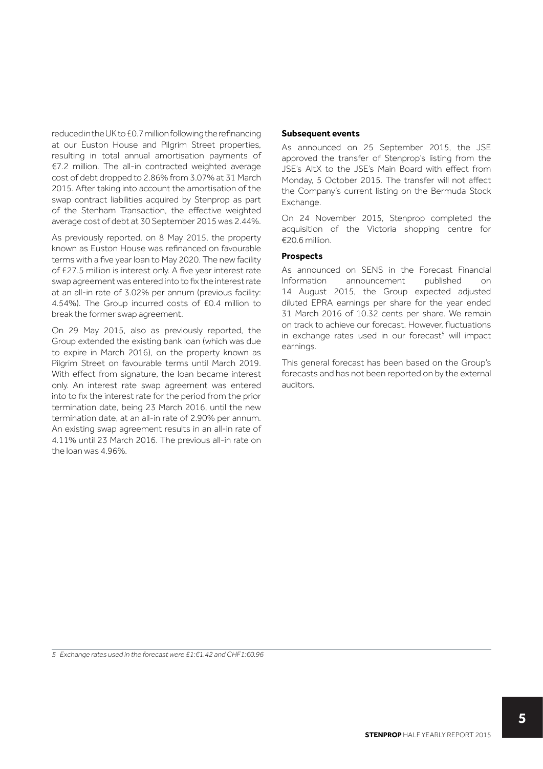reduced in the UK to £0.7 million following the refinancing at our Euston House and Pilgrim Street properties, resulting in total annual amortisation payments of €7.2 million. The all-in contracted weighted average cost of debt dropped to 2.86% from 3.07% at 31 March 2015. After taking into account the amortisation of the swap contract liabilities acquired by Stenprop as part of the Stenham Transaction, the effective weighted average cost of debt at 30 September 2015 was 2.44%.

As previously reported, on 8 May 2015, the property known as Euston House was refinanced on favourable terms with a five year loan to May 2020. The new facility of £27.5 million is interest only. A five year interest rate swap agreement was entered into to fix the interest rate at an all-in rate of 3.02% per annum (previous facility: 4.54%). The Group incurred costs of £0.4 million to break the former swap agreement.

On 29 May 2015, also as previously reported, the Group extended the existing bank loan (which was due to expire in March 2016), on the property known as Pilgrim Street on favourable terms until March 2019. With effect from signature, the loan became interest only. An interest rate swap agreement was entered into to fix the interest rate for the period from the prior termination date, being 23 March 2016, until the new termination date, at an all-in rate of 2.90% per annum. An existing swap agreement results in an all-in rate of 4.11% until 23 March 2016. The previous all-in rate on the loan was 4.96%.

### Subsequent events

As announced on 25 September 2015, the JSE approved the transfer of Stenprop's listing from the JSE's AltX to the JSE's Main Board with effect from Monday, 5 October 2015. The transfer will not affect the Company's current listing on the Bermuda Stock Exchange.

On 24 November 2015, Stenprop completed the acquisition of the Victoria shopping centre for €20.6 million.

### Prospects

As announced on SENS in the Forecast Financial Information announcement published on 14 August 2015, the Group expected adjusted diluted EPRA earnings per share for the year ended 31 March 2016 of 10.32 cents per share. We remain on track to achieve our forecast. However, fluctuations in exchange rates used in our forecast[5] will impact earnings.

This general forecast has been based on the Group's forecasts and has not been reported on by the external auditors.

*5 Exchange rates used in the forecast were £1:€1.42 and CHF1:€0.96*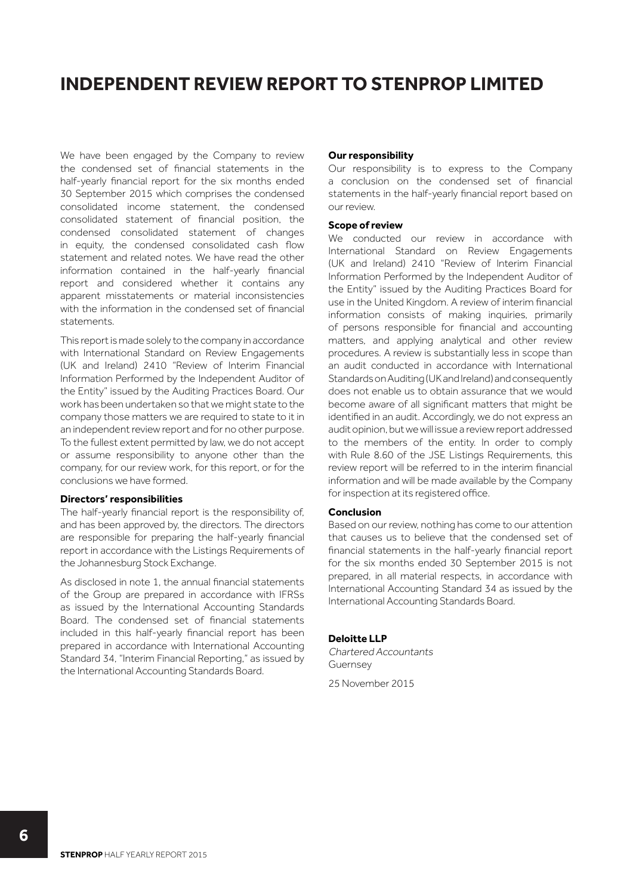# INDEPENDENT REVIEW REPORT TO STENPROP LIMITED

We have been engaged by the Company to review the condensed set of financial statements in the half-yearly financial report for the six months ended 30 September 2015 which comprises the condensed consolidated income statement, the condensed consolidated statement of financial position, the condensed consolidated statement of changes in equity, the condensed consolidated cash flow statement and related notes. We have read the other information contained in the half-yearly financial report and considered whether it contains any apparent misstatements or material inconsistencies with the information in the condensed set of financial statements.

This report is made solely to the company in accordance with International Standard on Review Engagements (UK and Ireland) 2410 "Review of Interim Financial Information Performed by the Independent Auditor of the Entity" issued by the Auditing Practices Board. Our work has been undertaken so that we might state to the company those matters we are required to state to it in an independent review report and for no other purpose. To the fullest extent permitted by law, we do not accept or assume responsibility to anyone other than the company, for our review work, for this report, or for the conclusions we have formed.

**Directors' responsibilities**

The half-yearly financial report is the responsibility of, and has been approved by, the directors. The directors are responsible for preparing the half-yearly financial report in accordance with the Listings Requirements of the Johannesburg Stock Exchange.

As disclosed in note 1, the annual financial statements of the Group are prepared in accordance with IFRSs as issued by the International Accounting Standards Board. The condensed set of financial statements included in this half-yearly financial report has been prepared in accordance with International Accounting Standard 34, "Interim Financial Reporting," as issued by the International Accounting Standards Board.

**Our responsibility**

Our responsibility is to express to the Company a conclusion on the condensed set of financial statements in the half-yearly financial report based on our review.

**Scope of review**

We conducted our review in accordance with International Standard on Review Engagements (UK and Ireland) 2410 "Review of Interim Financial Information Performed by the Independent Auditor of the Entity" issued by the Auditing Practices Board for use in the United Kingdom. A review of interim financial information consists of making inquiries, primarily of persons responsible for financial and accounting matters, and applying analytical and other review procedures. A review is substantially less in scope than an audit conducted in accordance with International Standards on Auditing (UK and Ireland) and consequently does not enable us to obtain assurance that we would become aware of all significant matters that might be identified in an audit. Accordingly, we do not express an audit opinion, but we will issue a review report addressed to the members of the entity. In order to comply with Rule 8.60 of the JSE Listings Requirements, this review report will be referred to in the interim financial information and will be made available by the Company for inspection at its registered office.

**Conclusion**

Based on our review, nothing has come to our attention that causes us to believe that the condensed set of financial statements in the half-yearly financial report for the six months ended 30 September 2015 is not prepared, in all material respects, in accordance with International Accounting Standard 34 as issued by the International Accounting Standards Board.

**Deloitte LLP**
*Chartered Accountants*
Guernsey

25 November 2015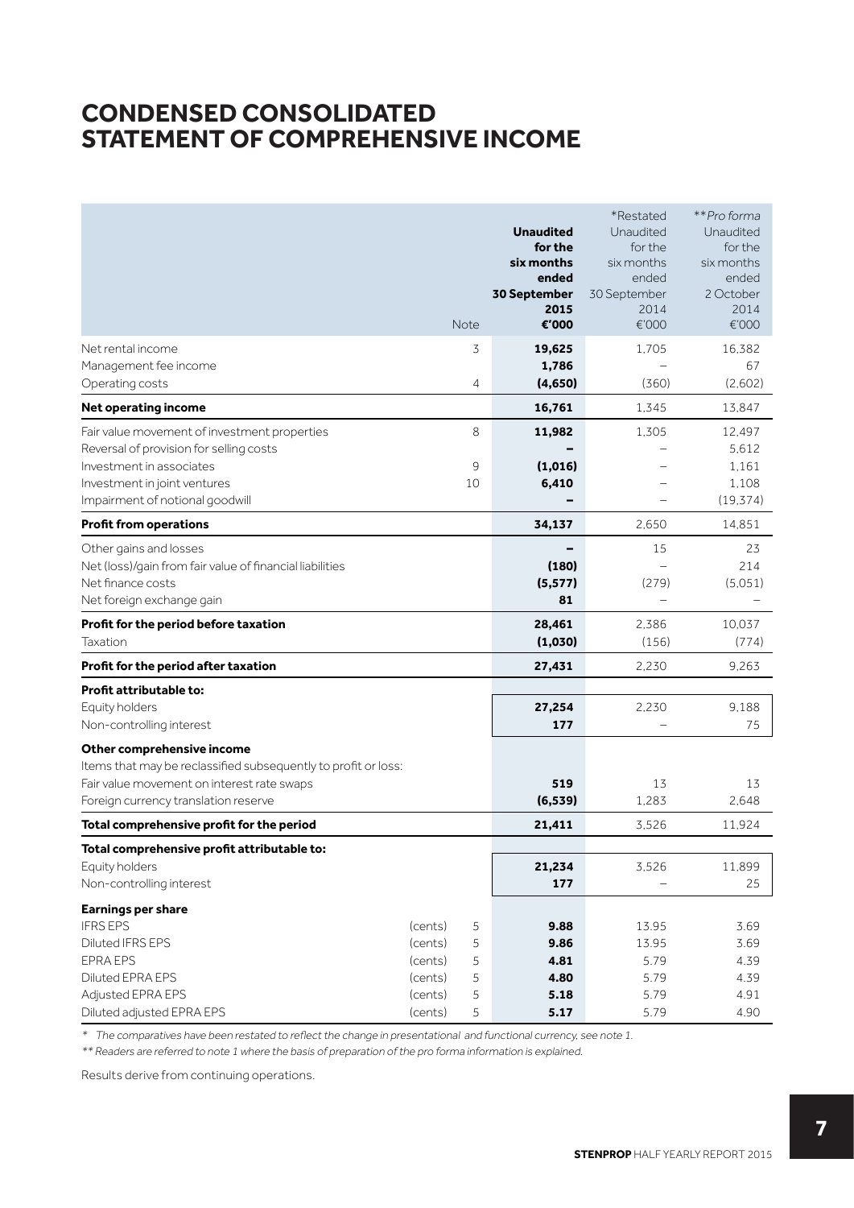# CONDENSED CONSOLIDATED STATEMENT OF COMPREHENSIVE INCOME

| | | Note | **Unaudited for the six months ended 30 September 2015 €'000** | *Restated Unaudited for the six months ended 30 September 2014 €'000 | ***Pro forma* Unaudited for the six months ended 2 October 2014 €'000 |
|---|---|---|---|---|---|
| Net rental income | | 3 | **19,625** | 1,705 | 16,382 |
| Management fee income | | | **1,786** | – | 67 |
| Operating costs | | 4 | **(4,650)** | (360) | (2,602) |
| **Net operating income** | | | **16,761** | 1,345 | 13,847 |
| Fair value movement of investment properties | | 8 | **11,982** | 1,305 | 12,497 |
| Reversal of provision for selling costs | | | **–** | – | 5,612 |
| Investment in associates | | 9 | **(1,016)** | – | 1,161 |
| Investment in joint ventures | | 10 | **6,410** | – | 1,108 |
| Impairment of notional goodwill | | | **–** | – | (19,374) |
| **Profit from operations** | | | **34,137** | 2,650 | 14,851 |
| Other gains and losses | | | **–** | 15 | 23 |
| Net (loss)/gain from fair value of financial liabilities | | | **(180)** | – | 214 |
| Net finance costs | | | **(5,577)** | (279) | (5,051) |
| Net foreign exchange gain | | | **81** | – | – |
| **Profit for the period before taxation** | | | **28,461** | 2,386 | 10,037 |
| Taxation | | | **(1,030)** | (156) | (774) |
| **Profit for the period after taxation** | | | **27,431** | 2,230 | 9,263 |
| **Profit attributable to:** | | | | | |
| Equity holders | | | **27,254** | 2,230 | 9,188 |
| Non-controlling interest | | | **177** | – | 75 |
| **Other comprehensive income** | | | | | |
| Items that may be reclassified subsequently to profit or loss: | | | | | |
| Fair value movement on interest rate swaps | | | **519** | 13 | 13 |
| Foreign currency translation reserve | | | **(6,539)** | 1,283 | 2,648 |
| **Total comprehensive profit for the period** | | | **21,411** | 3,526 | 11,924 |
| **Total comprehensive profit attributable to:** | | | | | |
| Equity holders | | | **21,234** | 3,526 | 11,899 |
| Non-controlling interest | | | **177** | – | 25 |
| **Earnings per share** | | | | | |
| IFRS EPS | (cents) | 5 | **9.88** | 13.95 | 3.69 |
| Diluted IFRS EPS | (cents) | 5 | **9.86** | 13.95 | 3.69 |
| EPRA EPS | (cents) | 5 | **4.81** | 5.79 | 4.39 |
| Diluted EPRA EPS | (cents) | 5 | **4.80** | 5.79 | 4.39 |
| Adjusted EPRA EPS | (cents) | 5 | **5.18** | 5.79 | 4.91 |
| Diluted adjusted EPRA EPS | (cents) | 5 | **5.17** | 5.79 | 4.90 |

*\* The comparatives have been restated to reflect the change in presentational and functional currency, see note 1.*

*\*\* Readers are referred to note 1 where the basis of preparation of the pro forma information is explained.*

Results derive from continuing operations.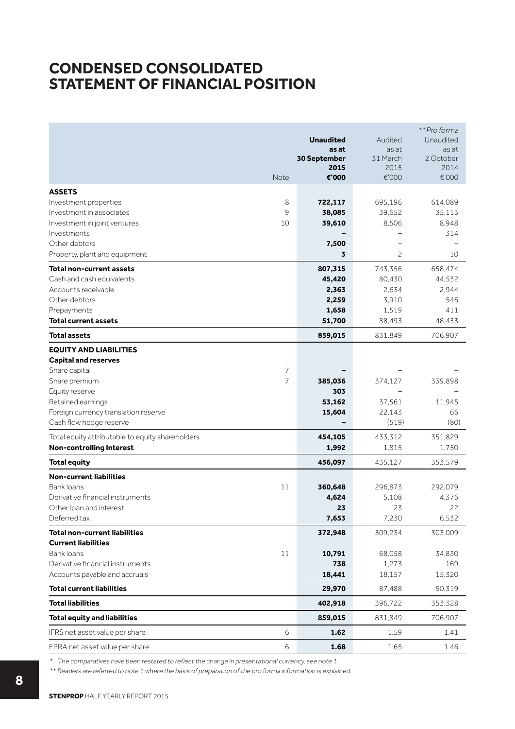# CONDENSED CONSOLIDATED STATEMENT OF FINANCIAL POSITION

| | Note | **Unaudited as at 30 September 2015 €'000** | Audited as at 31 March 2015 €'000 | *\*\*Pro forma* Unaudited as at 2 October 2014 €'000 |
|---|---|---|---|---|
| **ASSETS** | | | | |
| Investment properties | 8 | **722,117** | 695,196 | 614,089 |
| Investment in associates | 9 | **38,085** | 39,652 | 35,113 |
| Investment in joint ventures | 10 | **39,610** | 8,506 | 8,948 |
| Investments | | **–** | – | 314 |
| Other debtors | | **7,500** | – | – |
| Property, plant and equipment | | **3** | 2 | 10 |
| **Total non-current assets** | | **807,315** | 743,356 | 658,474 |
| Cash and cash equivalents | | **45,420** | 80,430 | 44,532 |
| Accounts receivable | | **2,363** | 2,634 | 2,944 |
| Other debtors | | **2,259** | 3,910 | 546 |
| Prepayments | | **1,658** | 1,519 | 411 |
| **Total current assets** | | **51,700** | 88,493 | 48,433 |
| **Total assets** | | **859,015** | 831,849 | 706,907 |
| **EQUITY AND LIABILITIES** | | | | |
| **Capital and reserves** | | | | |
| Share capital | 7 | **–** | – | – |
| Share premium | 7 | **385,036** | 374,127 | 339,898 |
| Equity reserve | | **303** | – | – |
| Retained earnings | | **53,162** | 37,561 | 11,945 |
| Foreign currency translation reserve | | **15,604** | 22,143 | 66 |
| Cash flow hedge reserve | | **–** | (519) | (80) |
| Total equity attributable to equity shareholders | | **454,105** | 433,312 | 351,829 |
| **Non-controlling Interest** | | **1,992** | 1,815 | 1,750 |
| **Total equity** | | **456,097** | 435,127 | 353,579 |
| **Non-current liabilities** | | | | |
| Bank loans | 11 | **360,648** | 296,873 | 292,079 |
| Derivative financial instruments | | **4,624** | 5,108 | 4,376 |
| Other loan and interest | | **23** | 23 | 22 |
| Deferred tax | | **7,653** | 7,230 | 6,532 |
| **Total non-current liabilities** | | **372,948** | 309,234 | 303,009 |
| **Current liabilities** | | | | |
| Bank loans | 11 | **10,791** | 68,058 | 34,830 |
| Derivative financial instruments | | **738** | 1,273 | 169 |
| Accounts payable and accruals | | **18,441** | 18,157 | 15,320 |
| **Total current liabilities** | | **29,970** | 87,488 | 50,319 |
| **Total liabilities** | | **402,918** | 396,722 | 353,328 |
| **Total equity and liabilities** | | **859,015** | 831,849 | 706,907 |
| IFRS net asset value per share | 6 | **1.62** | 1.59 | 1.41 |
| EPRA net asset value per share | 6 | **1.68** | 1.65 | 1.46 |

*\* The comparatives have been restated to reflect the change in presentational currency, see note 1.*

*\*\* Readers are referred to note 1 where the basis of preparation of the pro forma information is explained.*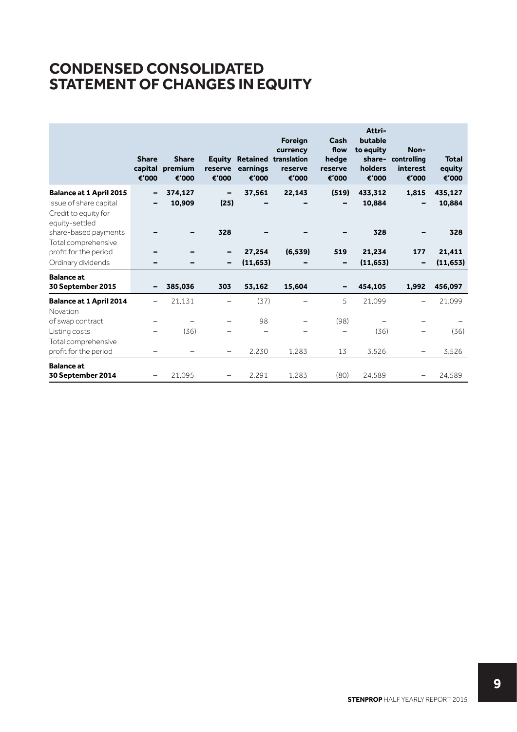# CONDENSED CONSOLIDATED STATEMENT OF CHANGES IN EQUITY

| | Share capital €'000 | Share premium €'000 | Equity reserve €'000 | Retained earnings €'000 | Foreign currency translation reserve €'000 | Cash flow hedge reserve €'000 | Attri-butable to equity share-holders €'000 | Non-controlling interest €'000 | Total equity €'000 |
|---|---|---|---|---|---|---|---|---|---|
| **Balance at 1 April 2015** | **–** | **374,127** | **–** | **37,561** | **22,143** | **(519)** | **433,312** | **1,815** | **435,127** |
| Issue of share capital | **–** | **10,909** | **(25)** | **–** | **–** | **–** | **10,884** | **–** | **10,884** |
| Credit to equity for equity-settled share-based payments | **–** | **–** | **328** | **–** | **–** | **–** | **328** | **–** | **328** |
| Total comprehensive profit for the period | **–** | **–** | **–** | **27,254** | **(6,539)** | **519** | **21,234** | **177** | **21,411** |
| Ordinary dividends | **–** | **–** | **–** | **(11,653)** | **–** | **–** | **(11,653)** | **–** | **(11,653)** |
| **Balance at 30 September 2015** | **–** | **385,036** | **303** | **53,162** | **15,604** | **–** | **454,105** | **1,992** | **456,097** |
| **Balance at 1 April 2014** | – | 21,131 | – | (37) | – | 5 | 21,099 | – | 21,099 |
| Novation of swap contract | – | – | – | 98 | – | (98) | – | – | – |
| Listing costs | – | (36) | – | – | – | – | (36) | – | (36) |
| Total comprehensive profit for the period | – | – | – | 2,230 | 1,283 | 13 | 3,526 | – | 3,526 |
| **Balance at 30 September 2014** | – | 21,095 | – | 2,291 | 1,283 | (80) | 24,589 | – | 24,589 |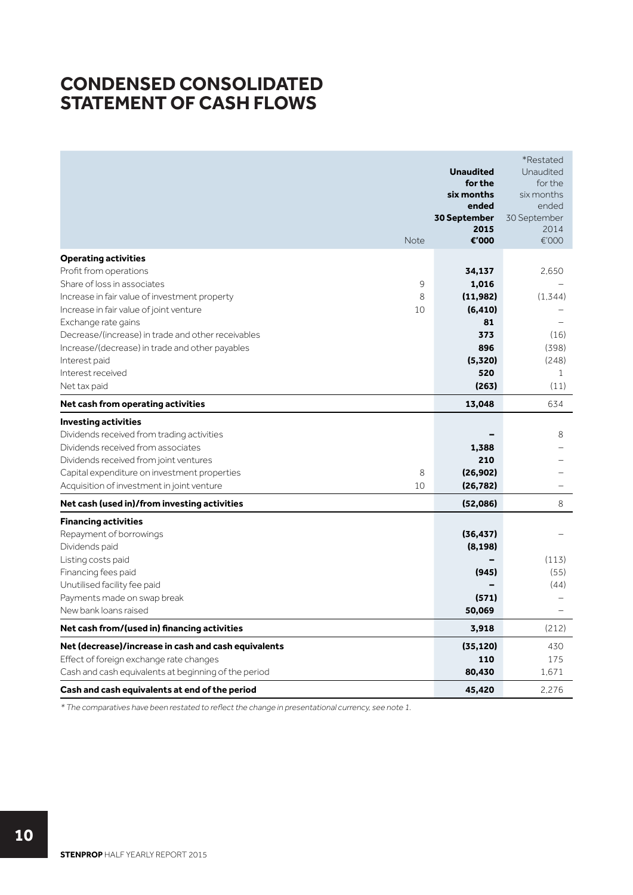# CONDENSED CONSOLIDATED STATEMENT OF CASH FLOWS

| | Note | **Unaudited for the six months ended 30 September 2015 €'000** | *Restated Unaudited for the six months ended 30 September 2014 €'000 |
|---|---|---|---|
| **Operating activities** | | | |
| Profit from operations | | **34,137** | 2,650 |
| Share of loss in associates | 9 | **1,016** | – |
| Increase in fair value of investment property | 8 | **(11,982)** | (1,344) |
| Increase in fair value of joint venture | 10 | **(6,410)** | – |
| Exchange rate gains | | **81** | – |
| Decrease/(increase) in trade and other receivables | | **373** | (16) |
| Increase/(decrease) in trade and other payables | | **896** | (398) |
| Interest paid | | **(5,320)** | (248) |
| Interest received | | **520** | 1 |
| Net tax paid | | **(263)** | (11) |
| **Net cash from operating activities** | | **13,048** | 634 |
| **Investing activities** | | | |
| Dividends received from trading activities | | **–** | 8 |
| Dividends received from associates | | **1,388** | – |
| Dividends received from joint ventures | | **210** | – |
| Capital expenditure on investment properties | 8 | **(26,902)** | – |
| Acquisition of investment in joint venture | 10 | **(26,782)** | – |
| **Net cash (used in)/from investing activities** | | **(52,086)** | 8 |
| **Financing activities** | | | |
| Repayment of borrowings | | **(36,437)** | – |
| Dividends paid | | **(8,198)** | |
| Listing costs paid | | **–** | (113) |
| Financing fees paid | | **(945)** | (55) |
| Unutilised facility fee paid | | **–** | (44) |
| Payments made on swap break | | **(571)** | – |
| New bank loans raised | | **50,069** | – |
| **Net cash from/(used in) financing activities** | | **3,918** | (212) |
| **Net (decrease)/increase in cash and cash equivalents** | | **(35,120)** | 430 |
| Effect of foreign exchange rate changes | | **110** | 175 |
| Cash and cash equivalents at beginning of the period | | **80,430** | 1,671 |
| **Cash and cash equivalents at end of the period** | | **45,420** | 2,276 |

*\* The comparatives have been restated to reflect the change in presentational currency, see note 1.*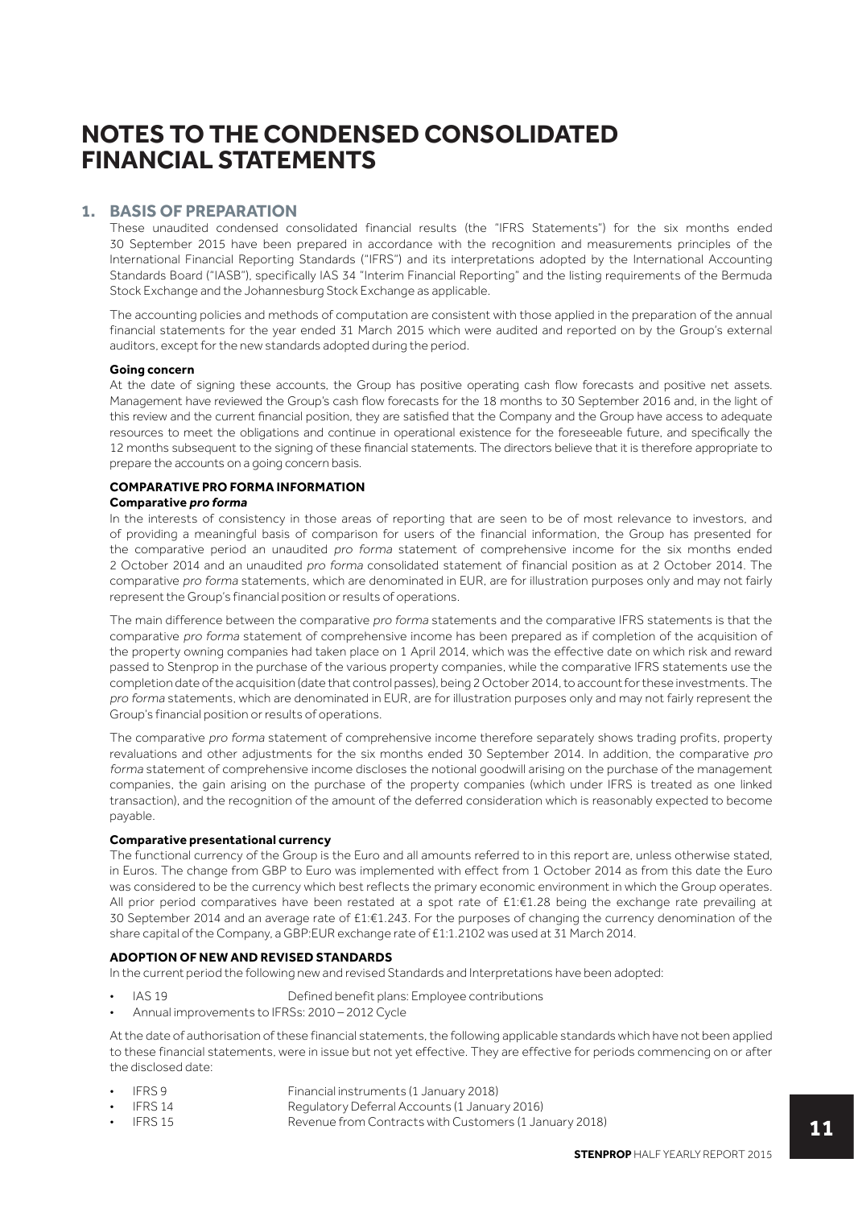# NOTES TO THE CONDENSED CONSOLIDATED FINANCIAL STATEMENTS

## 1. BASIS OF PREPARATION

These unaudited condensed consolidated financial results (the "IFRS Statements") for the six months ended 30 September 2015 have been prepared in accordance with the recognition and measurements principles of the International Financial Reporting Standards ("IFRS") and its interpretations adopted by the International Accounting Standards Board ("IASB"), specifically IAS 34 "Interim Financial Reporting" and the listing requirements of the Bermuda Stock Exchange and the Johannesburg Stock Exchange as applicable.

The accounting policies and methods of computation are consistent with those applied in the preparation of the annual financial statements for the year ended 31 March 2015 which were audited and reported on by the Group's external auditors, except for the new standards adopted during the period.

**Going concern**

At the date of signing these accounts, the Group has positive operating cash flow forecasts and positive net assets. Management have reviewed the Group's cash flow forecasts for the 18 months to 30 September 2016 and, in the light of this review and the current financial position, they are satisfied that the Company and the Group have access to adequate resources to meet the obligations and continue in operational existence for the foreseeable future, and specifically the 12 months subsequent to the signing of these financial statements. The directors believe that it is therefore appropriate to prepare the accounts on a going concern basis.

**COMPARATIVE PRO FORMA INFORMATION**

**Comparative *pro forma***

In the interests of consistency in those areas of reporting that are seen to be of most relevance to investors, and of providing a meaningful basis of comparison for users of the financial information, the Group has presented for the comparative period an unaudited *pro forma* statement of comprehensive income for the six months ended 2 October 2014 and an unaudited *pro forma* consolidated statement of financial position as at 2 October 2014. The comparative *pro forma* statements, which are denominated in EUR, are for illustration purposes only and may not fairly represent the Group's financial position or results of operations.

The main difference between the comparative *pro forma* statements and the comparative IFRS statements is that the comparative *pro forma* statement of comprehensive income has been prepared as if completion of the acquisition of the property owning companies had taken place on 1 April 2014, which was the effective date on which risk and reward passed to Stenprop in the purchase of the various property companies, while the comparative IFRS statements use the completion date of the acquisition (date that control passes), being 2 October 2014, to account for these investments. The *pro forma* statements, which are denominated in EUR, are for illustration purposes only and may not fairly represent the Group's financial position or results of operations.

The comparative *pro forma* statement of comprehensive income therefore separately shows trading profits, property revaluations and other adjustments for the six months ended 30 September 2014. In addition, the comparative *pro forma* statement of comprehensive income discloses the notional goodwill arising on the purchase of the management companies, the gain arising on the purchase of the property companies (which under IFRS is treated as one linked transaction), and the recognition of the amount of the deferred consideration which is reasonably expected to become payable.

**Comparative presentational currency**

The functional currency of the Group is the Euro and all amounts referred to in this report are, unless otherwise stated, in Euros. The change from GBP to Euro was implemented with effect from 1 October 2014 as from this date the Euro was considered to be the currency which best reflects the primary economic environment in which the Group operates. All prior period comparatives have been restated at a spot rate of £1:€1.28 being the exchange rate prevailing at 30 September 2014 and an average rate of £1:€1.243. For the purposes of changing the currency denomination of the share capital of the Company, a GBP:EUR exchange rate of £1:1.2102 was used at 31 March 2014.

**ADOPTION OF NEW AND REVISED STANDARDS**

In the current period the following new and revised Standards and Interpretations have been adopted:

- IAS 19 Defined benefit plans: Employee contributions
- Annual improvements to IFRSs: 2010 – 2012 Cycle

At the date of authorisation of these financial statements, the following applicable standards which have not been applied to these financial statements, were in issue but not yet effective. They are effective for periods commencing on or after the disclosed date:

- IFRS 9 Financial instruments (1 January 2018)
- IFRS 14 Regulatory Deferral Accounts (1 January 2016)
- IFRS 15 Revenue from Contracts with Customers (1 January 2018)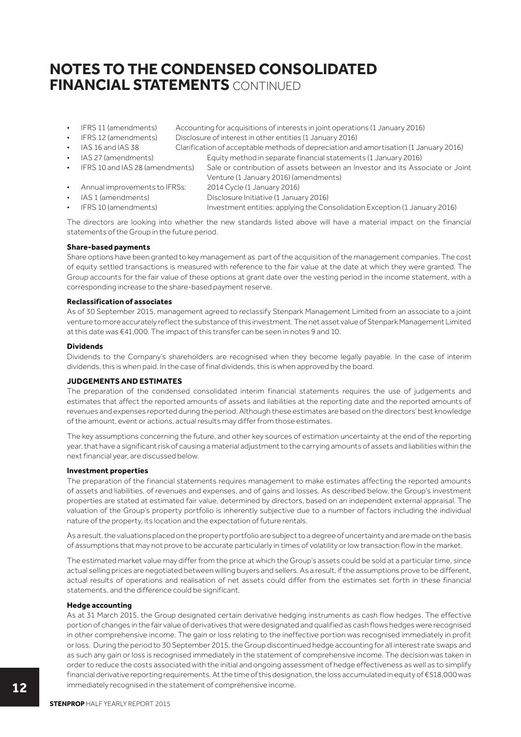# NOTES TO THE CONDENSED CONSOLIDATED FINANCIAL STATEMENTS CONTINUED

- IFRS 11 (amendments) Accounting for acquisitions of interests in joint operations (1 January 2016)
- IFRS 12 (amendments) Disclosure of interest in other entities (1 January 2016)
- IAS 16 and IAS 38 Clarification of acceptable methods of depreciation and amortisation (1 January 2016)
- IAS 27 (amendments) Equity method in separate financial statements (1 January 2016)
- IFRS 10 and IAS 28 (amendments) Sale or contribution of assets between an Investor and its Associate or Joint Venture (1 January 2016) (amendments)
- Annual improvements to IFRSs: 2014 Cycle (1 January 2016)
- IAS 1 (amendments) Disclosure Initiative (1 January 2016)
- IFRS 10 (amendments) Investment entities: applying the Consolidation Exception (1 January 2016)

The directors are looking into whether the new standards listed above will have a material impact on the financial statements of the Group in the future period.

**Share-based payments**

Share options have been granted to key management as part of the acquisition of the management companies. The cost of equity settled transactions is measured with reference to the fair value at the date at which they were granted. The Group accounts for the fair value of these options at grant date over the vesting period in the income statement, with a corresponding increase to the share-based payment reserve.

**Reclassification of associates**

As of 30 September 2015, management agreed to reclassify Stenpark Management Limited from an associate to a joint venture to more accurately reflect the substance of this investment. The net asset value of Stenpark Management Limited at this date was €41,000. The impact of this transfer can be seen in notes 9 and 10.

**Dividends**

Dividends to the Company's shareholders are recognised when they become legally payable. In the case of interim dividends, this is when paid. In the case of final dividends, this is when approved by the board.

**JUDGEMENTS AND ESTIMATES**

The preparation of the condensed consolidated interim financial statements requires the use of judgements and estimates that affect the reported amounts of assets and liabilities at the reporting date and the reported amounts of revenues and expenses reported during the period. Although these estimates are based on the directors' best knowledge of the amount, event or actions, actual results may differ from those estimates.

The key assumptions concerning the future, and other key sources of estimation uncertainty at the end of the reporting year, that have a significant risk of causing a material adjustment to the carrying amounts of assets and liabilities within the next financial year, are discussed below.

**Investment properties**

The preparation of the financial statements requires management to make estimates affecting the reported amounts of assets and liabilities, of revenues and expenses, and of gains and losses. As described below, the Group's investment properties are stated at estimated fair value, determined by directors, based on an independent external appraisal. The valuation of the Group's property portfolio is inherently subjective due to a number of factors including the individual nature of the property, its location and the expectation of future rentals.

As a result, the valuations placed on the property portfolio are subject to a degree of uncertainty and are made on the basis of assumptions that may not prove to be accurate particularly in times of volatility or low transaction flow in the market.

The estimated market value may differ from the price at which the Group's assets could be sold at a particular time, since actual selling prices are negotiated between willing buyers and sellers. As a result, if the assumptions prove to be different, actual results of operations and realisation of net assets could differ from the estimates set forth in these financial statements, and the difference could be significant.

**Hedge accounting**

As at 31 March 2015, the Group designated certain derivative hedging instruments as cash flow hedges. The effective portion of changes in the fair value of derivatives that were designated and qualified as cash flows hedges were recognised in other comprehensive income. The gain or loss relating to the ineffective portion was recognised immediately in profit or loss. During the period to 30 September 2015, the Group discontinued hedge accounting for all interest rate swaps and as such any gain or loss is recognised immediately in the statement of comprehensive income. The decision was taken in order to reduce the costs associated with the initial and ongoing assessment of hedge effectiveness as well as to simplify financial derivative reporting requirements. At the time of this designation, the loss accumulated in equity of €518,000 was immediately recognised in the statement of comprehensive income.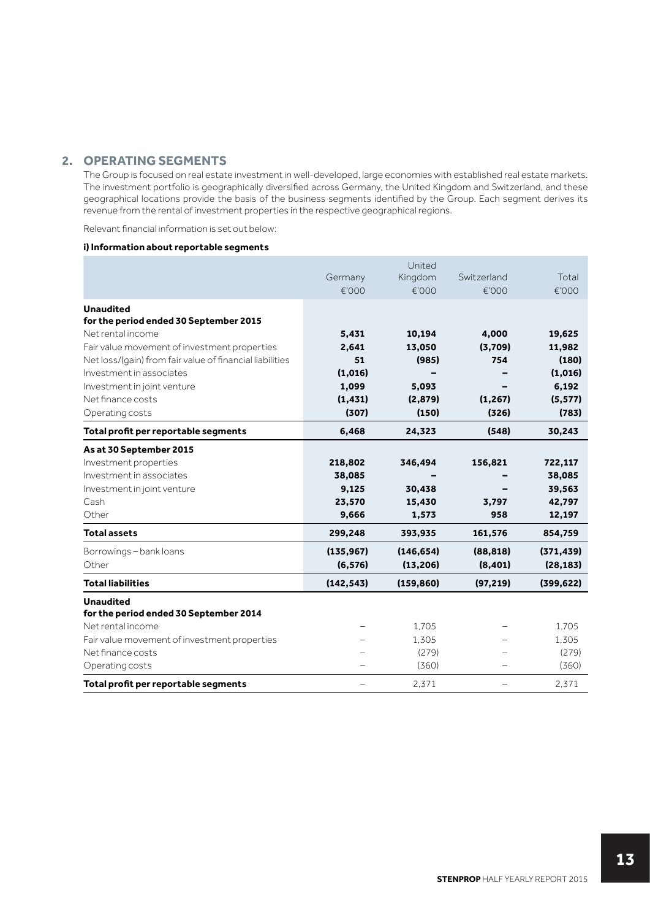## 2. OPERATING SEGMENTS

The Group is focused on real estate investment in well-developed, large economies with established real estate markets. The investment portfolio is geographically diversified across Germany, the United Kingdom and Switzerland, and these geographical locations provide the basis of the business segments identified by the Group. Each segment derives its revenue from the rental of investment properties in the respective geographical regions.

Relevant financial information is set out below:

**i) Information about reportable segments**

| | Germany €'000 | United Kingdom €'000 | Switzerland €'000 | Total €'000 |
|---|---|---|---|---|
| **Unaudited for the period ended 30 September 2015** | | | | |
| Net rental income | **5,431** | **10,194** | **4,000** | **19,625** |
| Fair value movement of investment properties | **2,641** | **13,050** | **(3,709)** | **11,982** |
| Net loss/(gain) from fair value of financial liabilities | **51** | **(985)** | **754** | **(180)** |
| Investment in associates | **(1,016)** | **–** | **–** | **(1,016)** |
| Investment in joint venture | **1,099** | **5,093** | **–** | **6,192** |
| Net finance costs | **(1,431)** | **(2,879)** | **(1,267)** | **(5,577)** |
| Operating costs | **(307)** | **(150)** | **(326)** | **(783)** |
| **Total profit per reportable segments** | **6,468** | **24,323** | **(548)** | **30,243** |
| **As at 30 September 2015** | | | | |
| Investment properties | **218,802** | **346,494** | **156,821** | **722,117** |
| Investment in associates | **38,085** | **–** | **–** | **38,085** |
| Investment in joint venture | **9,125** | **30,438** | **–** | **39,563** |
| Cash | **23,570** | **15,430** | **3,797** | **42,797** |
| Other | **9,666** | **1,573** | **958** | **12,197** |
| **Total assets** | **299,248** | **393,935** | **161,576** | **854,759** |
| Borrowings – bank loans | **(135,967)** | **(146,654)** | **(88,818)** | **(371,439)** |
| Other | **(6,576)** | **(13,206)** | **(8,401)** | **(28,183)** |
| **Total liabilities** | **(142,543)** | **(159,860)** | **(97,219)** | **(399,622)** |
| **Unaudited for the period ended 30 September 2014** | | | | |
| Net rental income | – | 1,705 | – | 1,705 |
| Fair value movement of investment properties | – | 1,305 | – | 1,305 |
| Net finance costs | – | (279) | – | (279) |
| Operating costs | – | (360) | – | (360) |
| **Total profit per reportable segments** | – | 2,371 | – | 2,371 |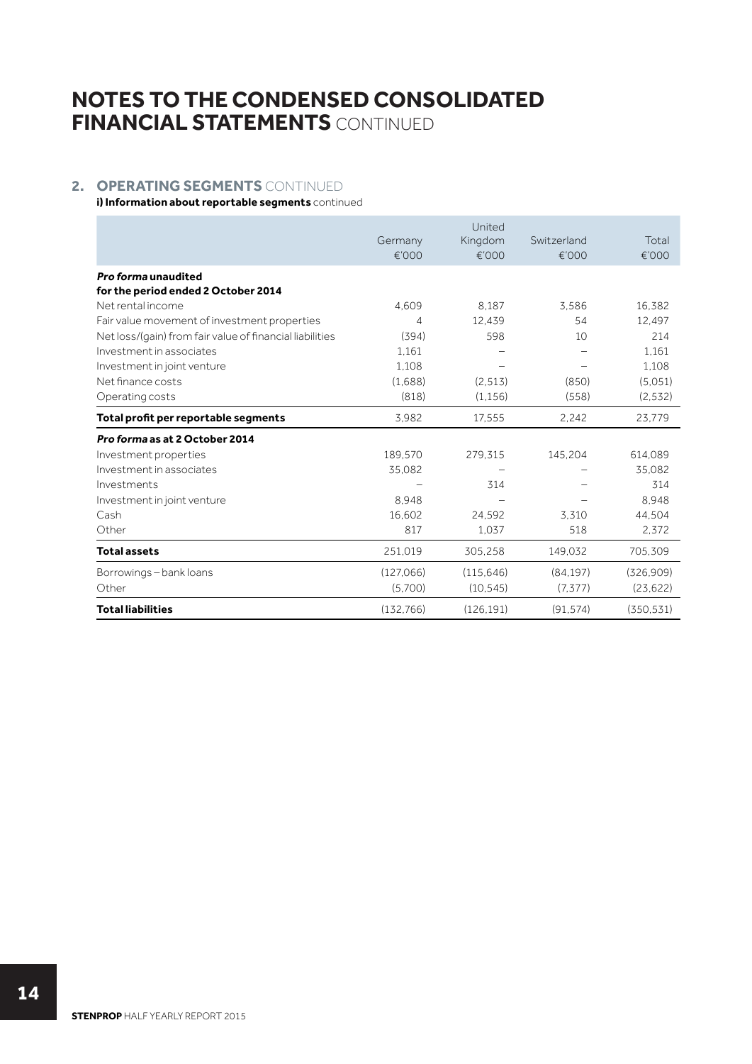# NOTES TO THE CONDENSED CONSOLIDATED FINANCIAL STATEMENTS CONTINUED

## 2. OPERATING SEGMENTS CONTINUED

**i) Information about reportable segments** continued

| | Germany €'000 | United Kingdom €'000 | Switzerland €'000 | Total €'000 |
|---|---|---|---|---|
| ***Pro forma* unaudited for the period ended 2 October 2014** | | | | |
| Net rental income | 4,609 | 8,187 | 3,586 | 16,382 |
| Fair value movement of investment properties | 4 | 12,439 | 54 | 12,497 |
| Net loss/(gain) from fair value of financial liabilities | (394) | 598 | 10 | 214 |
| Investment in associates | 1,161 | – | – | 1,161 |
| Investment in joint venture | 1,108 | – | – | 1,108 |
| Net finance costs | (1,688) | (2,513) | (850) | (5,051) |
| Operating costs | (818) | (1,156) | (558) | (2,532) |
| **Total profit per reportable segments** | 3,982 | 17,555 | 2,242 | 23,779 |
| ***Pro forma* as at 2 October 2014** | | | | |
| Investment properties | 189,570 | 279,315 | 145,204 | 614,089 |
| Investment in associates | 35,082 | – | – | 35,082 |
| Investments | – | 314 | – | 314 |
| Investment in joint venture | 8,948 | – | – | 8,948 |
| Cash | 16,602 | 24,592 | 3,310 | 44,504 |
| Other | 817 | 1,037 | 518 | 2,372 |
| **Total assets** | 251,019 | 305,258 | 149,032 | 705,309 |
| Borrowings – bank loans | (127,066) | (115,646) | (84,197) | (326,909) |
| Other | (5,700) | (10,545) | (7,377) | (23,622) |
| **Total liabilities** | (132,766) | (126,191) | (91,574) | (350,531) |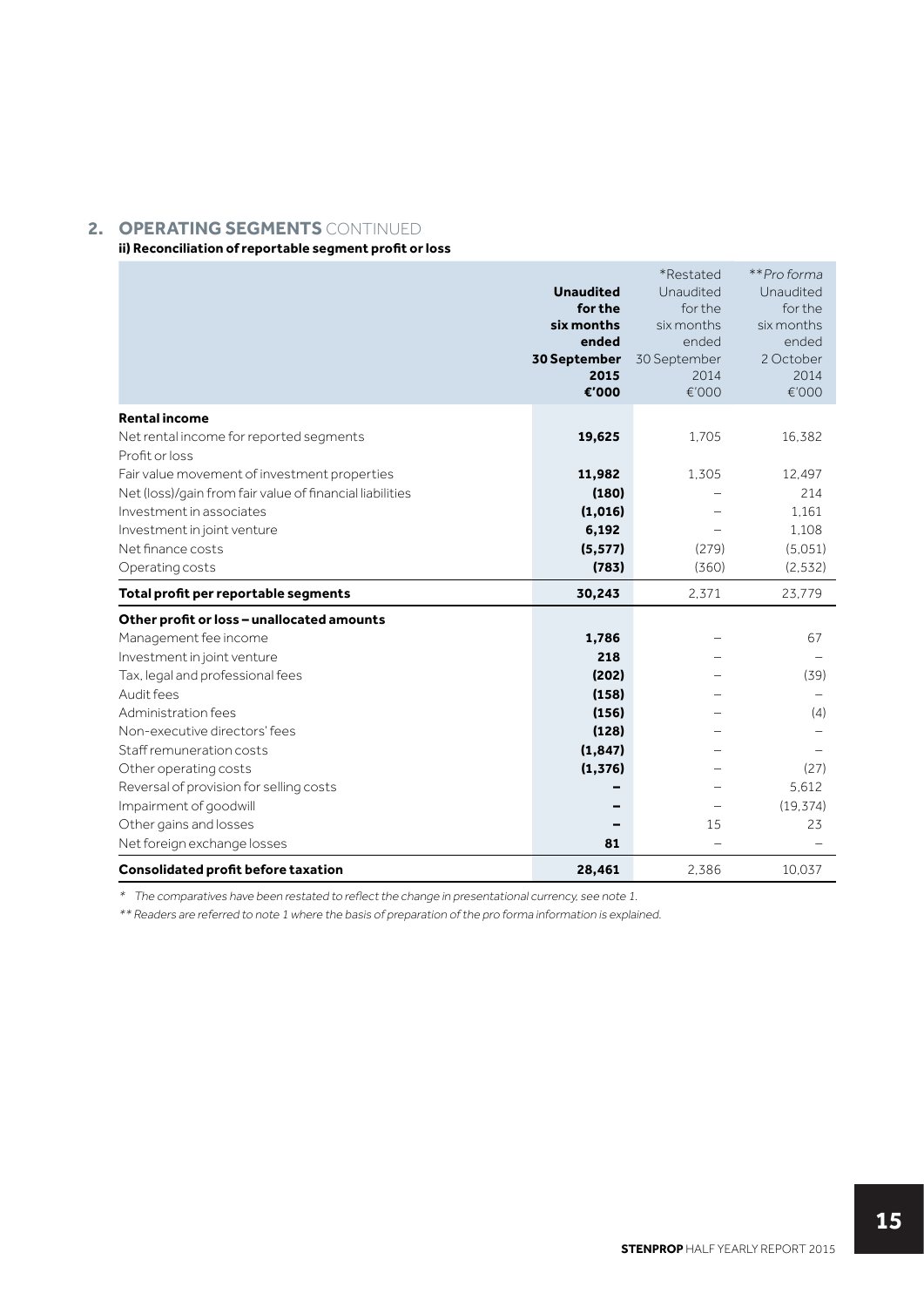## 2. OPERATING SEGMENTS CONTINUED

**ii) Reconciliation of reportable segment profit or loss**

| | **Unaudited for the six months ended 30 September 2015 €'000** | *Restated Unaudited for the six months ended 30 September 2014 €'000 | ***Pro forma* Unaudited for the six months ended 2 October 2014 €'000 |
|---|---|---|---|
| **Rental income** | | | |
| Net rental income for reported segments | **19,625** | 1,705 | 16,382 |
| Profit or loss | | | |
| Fair value movement of investment properties | **11,982** | 1,305 | 12,497 |
| Net (loss)/gain from fair value of financial liabilities | **(180)** | – | 214 |
| Investment in associates | **(1,016)** | – | 1,161 |
| Investment in joint venture | **6,192** | – | 1,108 |
| Net finance costs | **(5,577)** | (279) | (5,051) |
| Operating costs | **(783)** | (360) | (2,532) |
| **Total profit per reportable segments** | **30,243** | 2,371 | 23,779 |
| **Other profit or loss – unallocated amounts** | | | |
| Management fee income | **1,786** | – | 67 |
| Investment in joint venture | **218** | – | – |
| Tax, legal and professional fees | **(202)** | – | (39) |
| Audit fees | **(158)** | – | – |
| Administration fees | **(156)** | – | (4) |
| Non-executive directors' fees | **(128)** | – | – |
| Staff remuneration costs | **(1,847)** | – | – |
| Other operating costs | **(1,376)** | – | (27) |
| Reversal of provision for selling costs | **–** | – | 5,612 |
| Impairment of goodwill | **–** | – | (19,374) |
| Other gains and losses | **–** | 15 | 23 |
| Net foreign exchange losses | **81** | – | – |
| **Consolidated profit before taxation** | **28,461** | 2,386 | 10,037 |

*\* The comparatives have been restated to reflect the change in presentational currency, see note 1.*

*\*\* Readers are referred to note 1 where the basis of preparation of the pro forma information is explained.*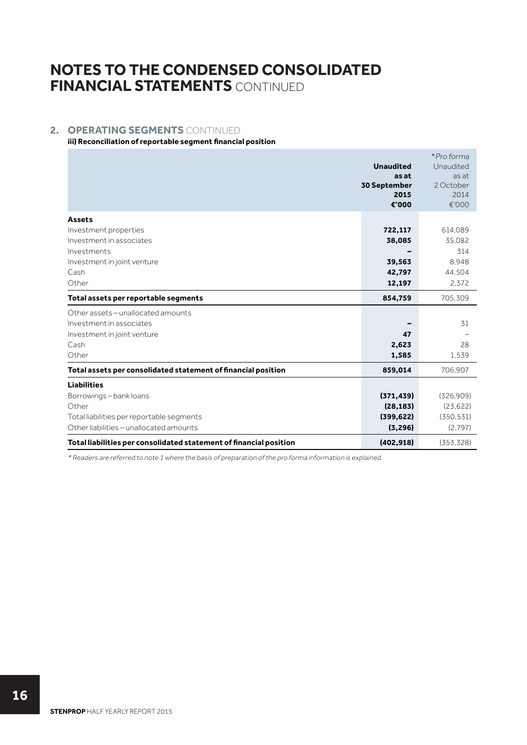# NOTES TO THE CONDENSED CONSOLIDATED FINANCIAL STATEMENTS CONTINUED

## 2. OPERATING SEGMENTS CONTINUED

**iii) Reconciliation of reportable segment financial position**

| | **Unaudited as at 30 September 2015 €'000** | **\*Pro forma Unaudited as at 2 October 2014 €'000** |
|---|---|---|
| **Assets** | | |
| Investment properties | **722,117** | 614,089 |
| Investment in associates | **38,085** | 35,082 |
| Investments | **–** | 314 |
| Investment in joint venture | **39,563** | 8,948 |
| Cash | **42,797** | 44,504 |
| Other | **12,197** | 2,372 |
| **Total assets per reportable segments** | **854,759** | 705,309 |
| Other assets – unallocated amounts | | |
| Investment in associates | **–** | 31 |
| Investment in joint venture | **47** | – |
| Cash | **2,623** | 28 |
| Other | **1,585** | 1,539 |
| **Total assets per consolidated statement of financial position** | **859,014** | 706,907 |
| **Liabilities** | | |
| Borrowings – bank loans | **(371,439)** | (326,909) |
| Other | **(28,183)** | (23,622) |
| Total liabilities per reportable segments | **(399,622)** | (350,531) |
| Other liabilities – unallocated amounts | **(3,296)** | (2,797) |
| **Total liabilities per consolidated statement of financial position** | **(402,918)** | (353,328) |

*\* Readers are referred to note 1 where the basis of preparation of the pro forma information is explained.*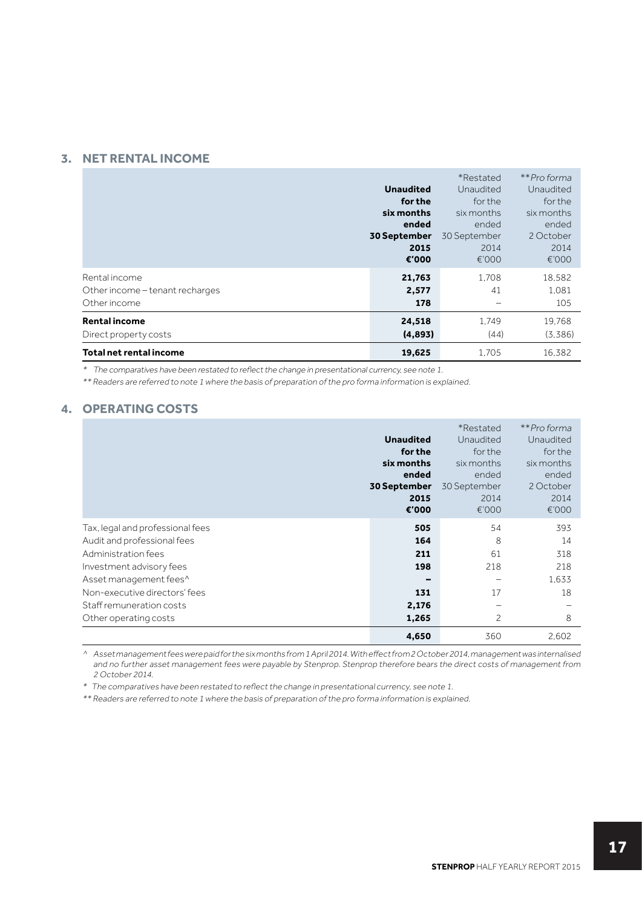## 3. NET RENTAL INCOME

| | Unaudited for the six months ended 30 September 2015 €'000 | *Restated Unaudited for the six months ended 30 September 2014 €'000 | ***Pro forma* Unaudited for the six months ended 2 October 2014 €'000 |
|---|---|---|---|
| Rental income | **21,763** | 1,708 | 18,582 |
| Other income – tenant recharges | **2,577** | 41 | 1,081 |
| Other income | **178** | – | 105 |
| **Rental income** | **24,518** | 1,749 | 19,768 |
| Direct property costs | **(4,893)** | (44) | (3,386) |
| **Total net rental income** | **19,625** | 1,705 | 16,382 |

*\* The comparatives have been restated to reflect the change in presentational currency, see note 1.*

*\*\* Readers are referred to note 1 where the basis of preparation of the pro forma information is explained.*

## 4. OPERATING COSTS

| | Unaudited for the six months ended 30 September 2015 €'000 | *Restated Unaudited for the six months ended 30 September 2014 €'000 | ***Pro forma* Unaudited for the six months ended 2 October 2014 €'000 |
|---|---|---|---|
| Tax, legal and professional fees | **505** | 54 | 393 |
| Audit and professional fees | **164** | 8 | 14 |
| Administration fees | **211** | 61 | 318 |
| Investment advisory fees | **198** | 218 | 218 |
| Asset management fees^ | **–** | – | 1,633 |
| Non-executive directors' fees | **131** | 17 | 18 |
| Staff remuneration costs | **2,176** | – | – |
| Other operating costs | **1,265** | 2 | 8 |
| | **4,650** | 360 | 2,602 |

*^ Asset management fees were paid for the six months from 1 April 2014. With effect from 2 October 2014, management was internalised and no further asset management fees were payable by Stenprop. Stenprop therefore bears the direct costs of management from 2 October 2014.*

*\* The comparatives have been restated to reflect the change in presentational currency, see note 1.*

*\*\* Readers are referred to note 1 where the basis of preparation of the pro forma information is explained.*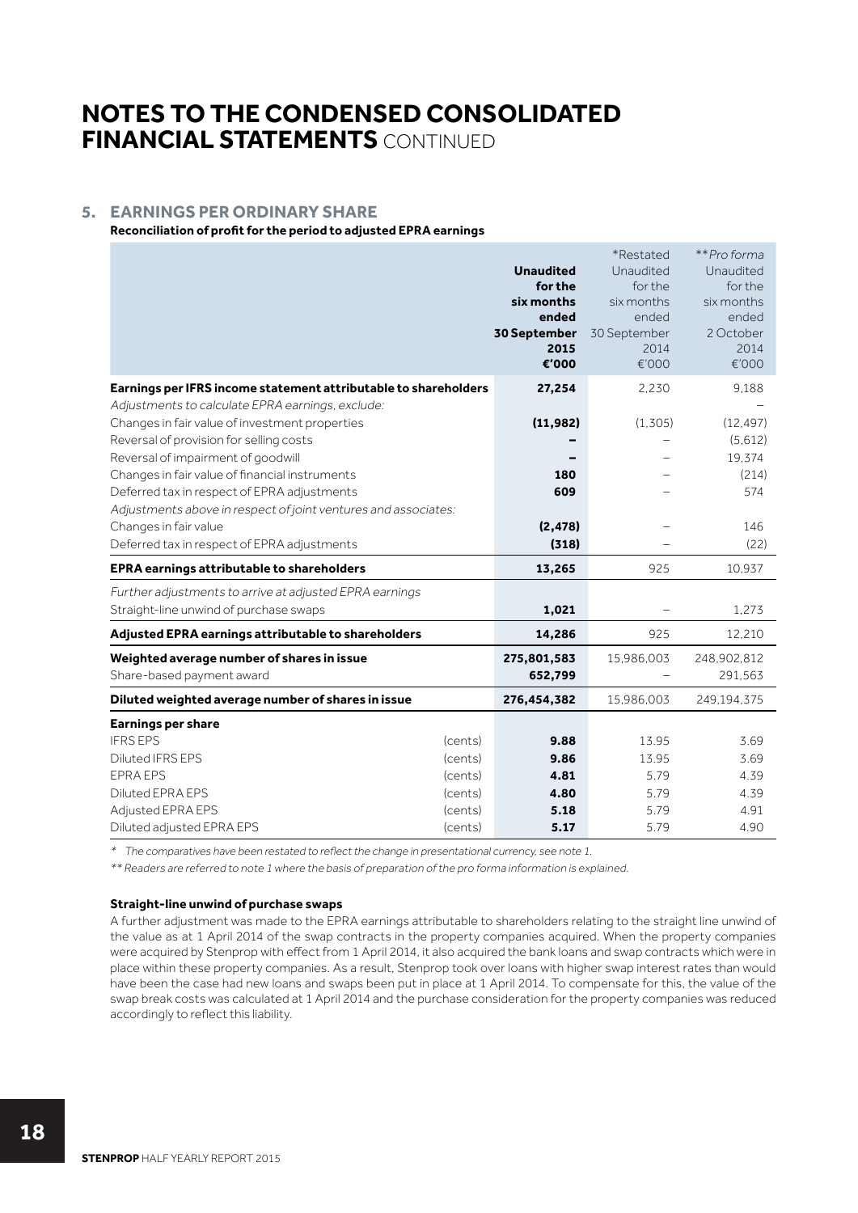# NOTES TO THE CONDENSED CONSOLIDATED FINANCIAL STATEMENTS CONTINUED

## 5. EARNINGS PER ORDINARY SHARE

**Reconciliation of profit for the period to adjusted EPRA earnings**

| | | **Unaudited for the six months ended 30 September 2015 €'000** | *Restated Unaudited for the six months ended 30 September 2014 €'000 | ***Pro forma* Unaudited for the six months ended 2 October 2014 €'000 |
|---|---|---|---|---|
| **Earnings per IFRS income statement attributable to shareholders** | | **27,254** | 2,230 | 9,188 |
| *Adjustments to calculate EPRA earnings, exclude:* | | | | – |
| Changes in fair value of investment properties | | **(11,982)** | (1,305) | (12,497) |
| Reversal of provision for selling costs | | **–** | – | (5,612) |
| Reversal of impairment of goodwill | | **–** | – | 19,374 |
| Changes in fair value of financial instruments | | **180** | – | (214) |
| Deferred tax in respect of EPRA adjustments | | **609** | – | 574 |
| *Adjustments above in respect of joint ventures and associates:* | | | | |
| Changes in fair value | | **(2,478)** | – | 146 |
| Deferred tax in respect of EPRA adjustments | | **(318)** | – | (22) |
| **EPRA earnings attributable to shareholders** | | **13,265** | 925 | 10,937 |
| *Further adjustments to arrive at adjusted EPRA earnings* | | | | |
| Straight-line unwind of purchase swaps | | **1,021** | – | 1,273 |
| **Adjusted EPRA earnings attributable to shareholders** | | **14,286** | 925 | 12,210 |
| **Weighted average number of shares in issue** | | **275,801,583** | 15,986,003 | 248,902,812 |
| Share-based payment award | | **652,799** | – | 291,563 |
| **Diluted weighted average number of shares in issue** | | **276,454,382** | 15,986,003 | 249,194,375 |
| **Earnings per share** | | | | |
| IFRS EPS | (cents) | **9.88** | 13.95 | 3.69 |
| Diluted IFRS EPS | (cents) | **9.86** | 13.95 | 3.69 |
| EPRA EPS | (cents) | **4.81** | 5.79 | 4.39 |
| Diluted EPRA EPS | (cents) | **4.80** | 5.79 | 4.39 |
| Adjusted EPRA EPS | (cents) | **5.18** | 5.79 | 4.91 |
| Diluted adjusted EPRA EPS | (cents) | **5.17** | 5.79 | 4.90 |

*\* The comparatives have been restated to reflect the change in presentational currency, see note 1.*

*\*\* Readers are referred to note 1 where the basis of preparation of the pro forma information is explained.*

**Straight-line unwind of purchase swaps**

A further adjustment was made to the EPRA earnings attributable to shareholders relating to the straight line unwind of the value as at 1 April 2014 of the swap contracts in the property companies acquired. When the property companies were acquired by Stenprop with effect from 1 April 2014, it also acquired the bank loans and swap contracts which were in place within these property companies. As a result, Stenprop took over loans with higher swap interest rates than would have been the case had new loans and swaps been put in place at 1 April 2014. To compensate for this, the value of the swap break costs was calculated at 1 April 2014 and the purchase consideration for the property companies was reduced accordingly to reflect this liability.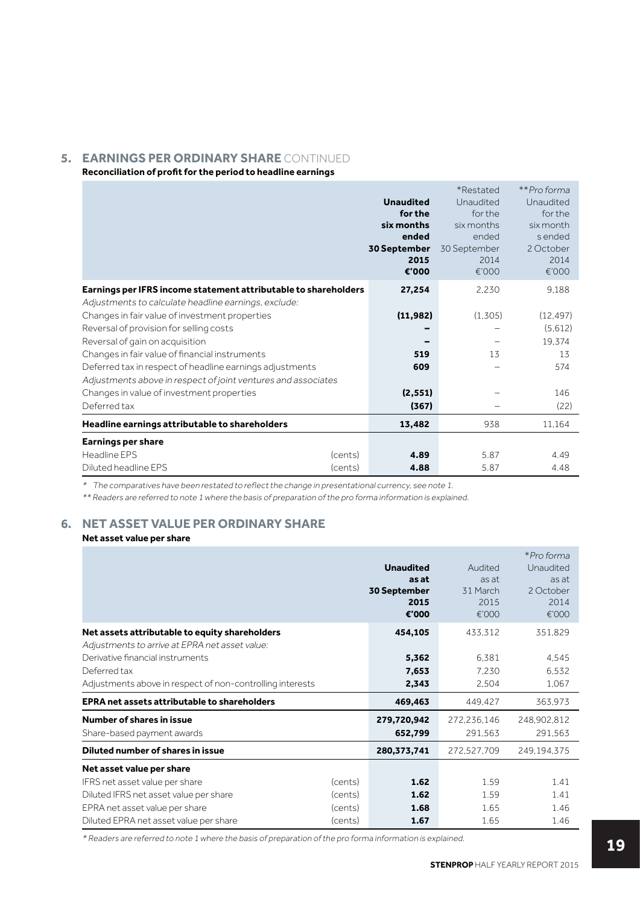## 5. EARNINGS PER ORDINARY SHARE CONTINUED

**Reconciliation of profit for the period to headline earnings**

| | | **Unaudited for the six months ended 30 September 2015 €'000** | *Restated Unaudited for the six months ended 30 September 2014 €'000 | ***Pro forma* Unaudited for the six month s ended 2 October 2014 €'000 |
|---|---|---|---|---|
| **Earnings per IFRS income statement attributable to shareholders** | | **27,254** | 2,230 | 9,188 |
| *Adjustments to calculate headline earnings, exclude:* | | | | |
| Changes in fair value of investment properties | | **(11,982)** | (1,305) | (12,497) |
| Reversal of provision for selling costs | | **–** | – | (5,612) |
| Reversal of gain on acquisition | | **–** | – | 19,374 |
| Changes in fair value of financial instruments | | **519** | 13 | 13 |
| Deferred tax in respect of headline earnings adjustments | | **609** | – | 574 |
| *Adjustments above in respect of joint ventures and associates* | | | | |
| Changes in value of investment properties | | **(2,551)** | – | 146 |
| Deferred tax | | **(367)** | – | (22) |
| **Headline earnings attributable to shareholders** | | **13,482** | 938 | 11,164 |
| **Earnings per share** | | | | |
| Headline EPS | (cents) | **4.89** | 5.87 | 4.49 |
| Diluted headline EPS | (cents) | **4.88** | 5.87 | 4.48 |

*\* The comparatives have been restated to reflect the change in presentational currency, see note 1.*

*\*\* Readers are referred to note 1 where the basis of preparation of the pro forma information is explained.*

## 6. NET ASSET VALUE PER ORDINARY SHARE

**Net asset value per share**

| | | **Unaudited as at 30 September 2015 €'000** | Audited as at 31 March 2015 €'000 | **Pro forma* Unaudited as at 2 October 2014 €'000 |
|---|---|---|---|---|
| **Net assets attributable to equity shareholders** | | **454,105** | 433,312 | 351,829 |
| *Adjustments to arrive at EPRA net asset value:* | | | | |
| Derivative financial instruments | | **5,362** | 6,381 | 4,545 |
| Deferred tax | | **7,653** | 7,230 | 6,532 |
| Adjustments above in respect of non-controlling interests | | **2,343** | 2,504 | 1,067 |
| **EPRA net assets attributable to shareholders** | | **469,463** | 449,427 | 363,973 |
| **Number of shares in issue** | | **279,720,942** | 272,236,146 | 248,902,812 |
| Share-based payment awards | | **652,799** | 291,563 | 291,563 |
| **Diluted number of shares in issue** | | **280,373,741** | 272,527,709 | 249,194,375 |
| **Net asset value per share** | | | | |
| IFRS net asset value per share | (cents) | **1.62** | 1.59 | 1.41 |
| Diluted IFRS net asset value per share | (cents) | **1.62** | 1.59 | 1.41 |
| EPRA net asset value per share | (cents) | **1.68** | 1.65 | 1.46 |
| Diluted EPRA net asset value per share | (cents) | **1.67** | 1.65 | 1.46 |

*\* Readers are referred to note 1 where the basis of preparation of the pro forma information is explained.*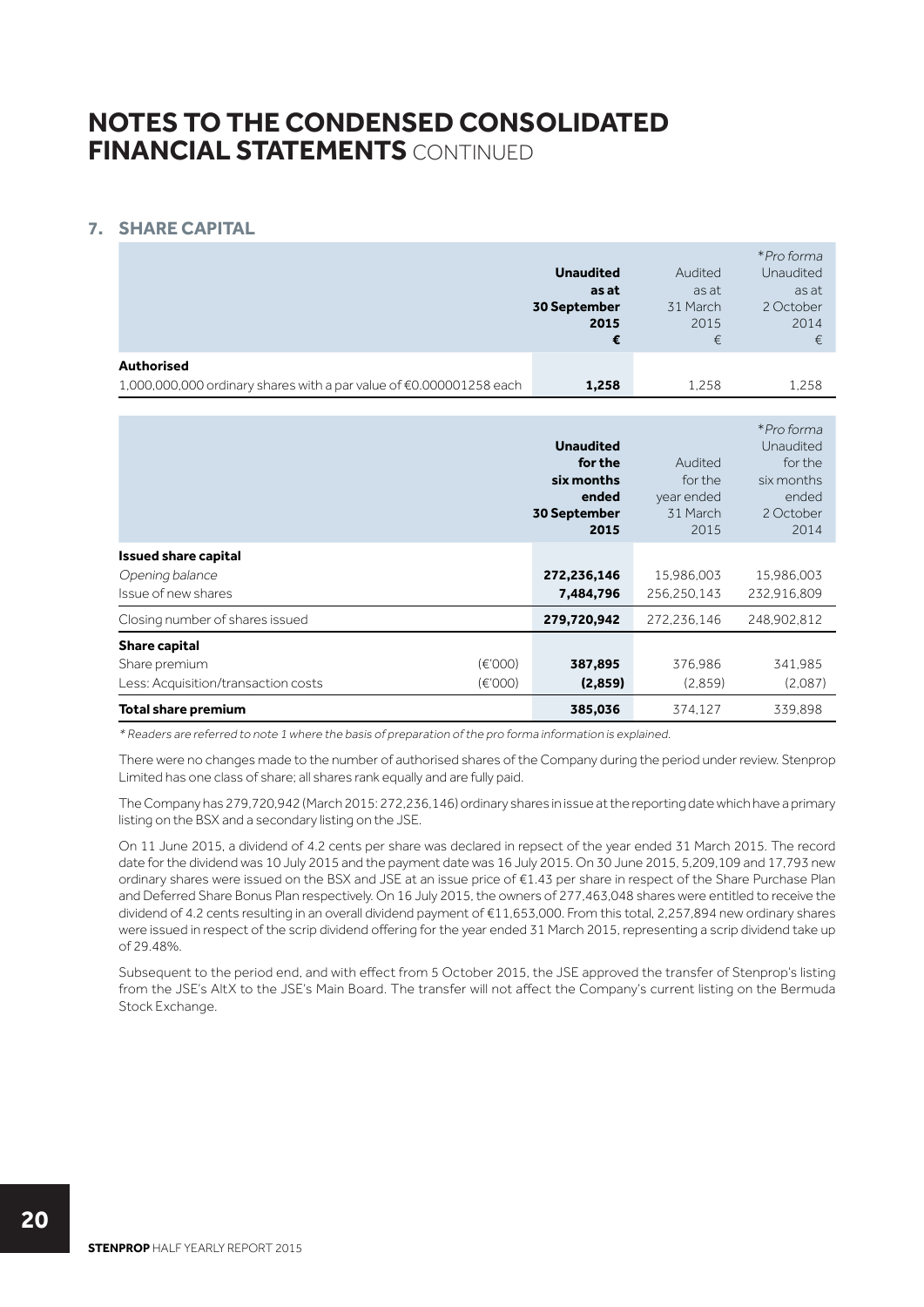# NOTES TO THE CONDENSED CONSOLIDATED FINANCIAL STATEMENTS CONTINUED

## 7. SHARE CAPITAL

| | **Unaudited as at 30 September 2015 €** | Audited as at 31 March 2015 € | *Pro forma Unaudited as at 2 October 2014 € |
|---|---|---|---|
| **Authorised** | | | |
| 1,000,000,000 ordinary shares with a par value of €0.000001258 each | **1,258** | 1,258 | 1,258 |

| | | **Unaudited for the six months ended 30 September 2015** | Audited for the year ended 31 March 2015 | *Pro forma Unaudited for the six months ended 2 October 2014 |
|---|---|---|---|---|
| **Issued share capital** | | | | |
| *Opening balance* | | **272,236,146** | 15,986,003 | 15,986,003 |
| Issue of new shares | | **7,484,796** | 256,250,143 | 232,916,809 |
| Closing number of shares issued | | **279,720,942** | 272,236,146 | 248,902,812 |
| **Share capital** | | | | |
| Share premium | (€'000) | **387,895** | 376,986 | 341,985 |
| Less: Acquisition/transaction costs | (€'000) | **(2,859)** | (2,859) | (2,087) |
| **Total share premium** | | **385,036** | 374,127 | 339,898 |

*\* Readers are referred to note 1 where the basis of preparation of the pro forma information is explained.*

There were no changes made to the number of authorised shares of the Company during the period under review. Stenprop Limited has one class of share; all shares rank equally and are fully paid.

The Company has 279,720,942 (March 2015: 272,236,146) ordinary shares in issue at the reporting date which have a primary listing on the BSX and a secondary listing on the JSE.

On 11 June 2015, a dividend of 4.2 cents per share was declared in repsect of the year ended 31 March 2015. The record date for the dividend was 10 July 2015 and the payment date was 16 July 2015. On 30 June 2015, 5,209,109 and 17,793 new ordinary shares were issued on the BSX and JSE at an issue price of €1.43 per share in respect of the Share Purchase Plan and Deferred Share Bonus Plan respectively. On 16 July 2015, the owners of 277,463,048 shares were entitled to receive the dividend of 4.2 cents resulting in an overall dividend payment of €11,653,000. From this total, 2,257,894 new ordinary shares were issued in respect of the scrip dividend offering for the year ended 31 March 2015, representing a scrip dividend take up of 29.48%.

Subsequent to the period end, and with effect from 5 October 2015, the JSE approved the transfer of Stenprop's listing from the JSE's AltX to the JSE's Main Board. The transfer will not affect the Company's current listing on the Bermuda Stock Exchange.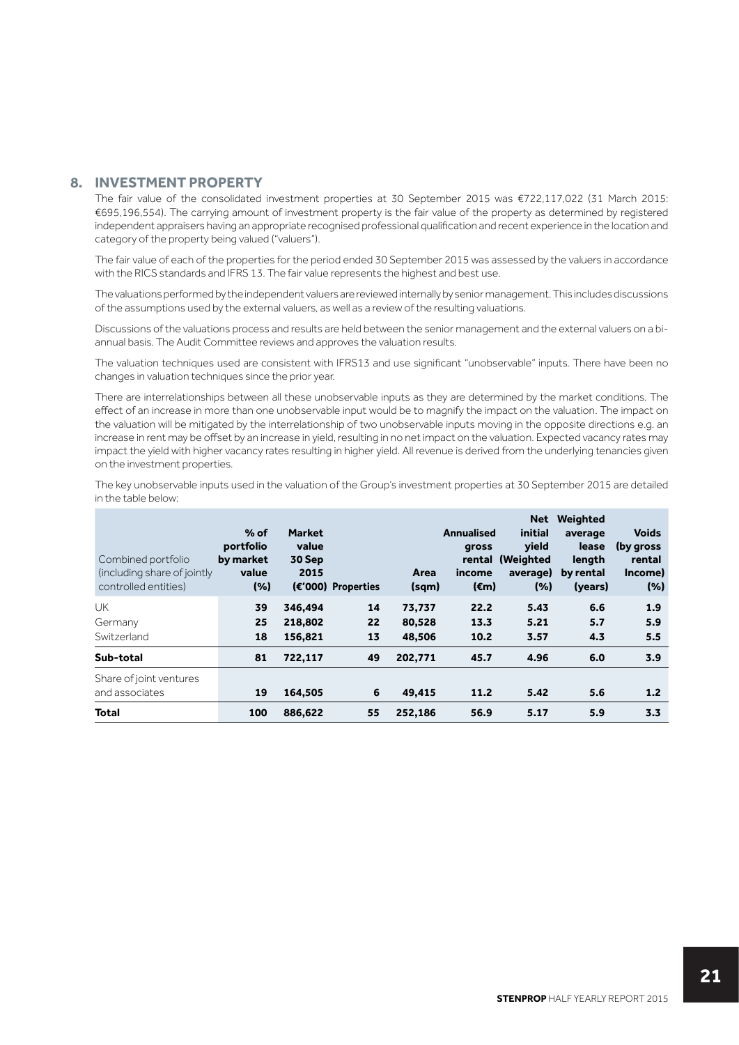## 8. INVESTMENT PROPERTY

The fair value of the consolidated investment properties at 30 September 2015 was €722,117,022 (31 March 2015: €695,196,554). The carrying amount of investment property is the fair value of the property as determined by registered independent appraisers having an appropriate recognised professional qualification and recent experience in the location and category of the property being valued ("valuers").

The fair value of each of the properties for the period ended 30 September 2015 was assessed by the valuers in accordance with the RICS standards and IFRS 13. The fair value represents the highest and best use.

The valuations performed by the independent valuers are reviewed internally by senior management. This includes discussions of the assumptions used by the external valuers, as well as a review of the resulting valuations.

Discussions of the valuations process and results are held between the senior management and the external valuers on a bi-annual basis. The Audit Committee reviews and approves the valuation results.

The valuation techniques used are consistent with IFRS13 and use significant "unobservable" inputs. There have been no changes in valuation techniques since the prior year.

There are interrelationships between all these unobservable inputs as they are determined by the market conditions. The effect of an increase in more than one unobservable input would be to magnify the impact on the valuation. The impact on the valuation will be mitigated by the interrelationship of two unobservable inputs moving in the opposite directions e.g. an increase in rent may be offset by an increase in yield, resulting in no net impact on the valuation. Expected vacancy rates may impact the yield with higher vacancy rates resulting in higher yield. All revenue is derived from the underlying tenancies given on the investment properties.

The key unobservable inputs used in the valuation of the Group's investment properties at 30 September 2015 are detailed in the table below:

| Combined portfolio (including share of jointly controlled entities) | % of portfolio by market value (%) | Market value 30 Sep 2015 (€'000) | Properties | Area (sqm) | Annualised gross rental income (€m) | Net initial yield (Weighted average) (%) | Weighted average lease length by rental (years) | Voids (by gross rental Income) (%) |
|---|---|---|---|---|---|---|---|---|
| UK | **39** | **346,494** | **14** | **73,737** | **22.2** | **5.43** | **6.6** | **1.9** |
| Germany | **25** | **218,802** | **22** | **80,528** | **13.3** | **5.21** | **5.7** | **5.9** |
| Switzerland | **18** | **156,821** | **13** | **48,506** | **10.2** | **3.57** | **4.3** | **5.5** |
| **Sub-total** | **81** | **722,117** | **49** | **202,771** | **45.7** | **4.96** | **6.0** | **3.9** |
| Share of joint ventures and associates | **19** | **164,505** | **6** | **49,415** | **11.2** | **5.42** | **5.6** | **1.2** |
| **Total** | **100** | **886,622** | **55** | **252,186** | **56.9** | **5.17** | **5.9** | **3.3** |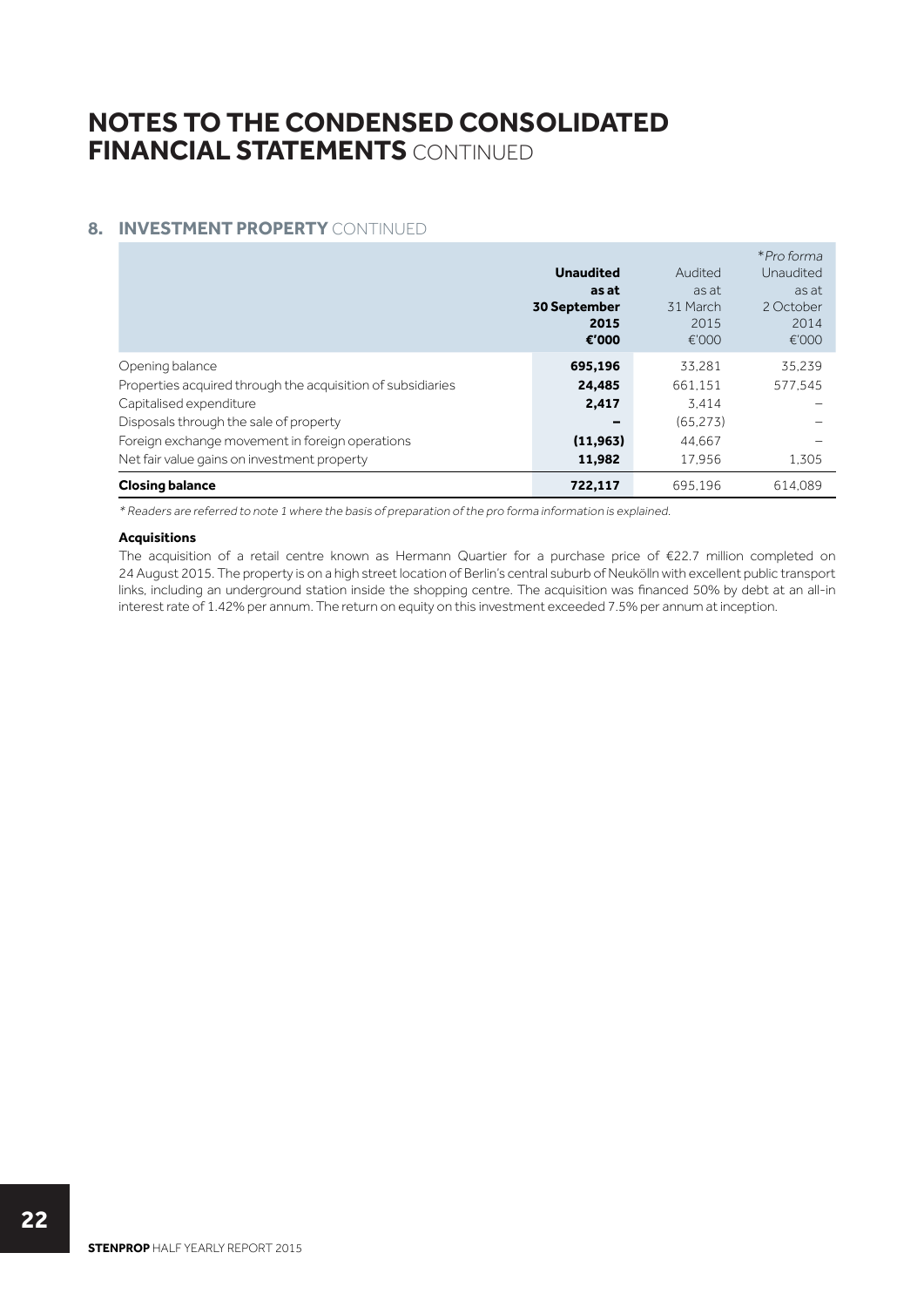# NOTES TO THE CONDENSED CONSOLIDATED FINANCIAL STATEMENTS CONTINUED

## 8. INVESTMENT PROPERTY CONTINUED

| | **Unaudited as at 30 September 2015 €'000** | Audited as at 31 March 2015 €'000 | **Pro forma* Unaudited as at 2 October 2014 €'000 |
|---|---|---|---|
| Opening balance | **695,196** | 33,281 | 35,239 |
| Properties acquired through the acquisition of subsidiaries | **24,485** | 661,151 | 577,545 |
| Capitalised expenditure | **2,417** | 3,414 | – |
| Disposals through the sale of property | **–** | (65,273) | – |
| Foreign exchange movement in foreign operations | **(11,963)** | 44,667 | – |
| Net fair value gains on investment property | **11,982** | 17,956 | 1,305 |
| **Closing balance** | **722,117** | 695,196 | 614,089 |

*\* Readers are referred to note 1 where the basis of preparation of the pro forma information is explained.*

**Acquisitions**

The acquisition of a retail centre known as Hermann Quartier for a purchase price of €22.7 million completed on 24 August 2015. The property is on a high street location of Berlin's central suburb of Neukölln with excellent public transport links, including an underground station inside the shopping centre. The acquisition was financed 50% by debt at an all-in interest rate of 1.42% per annum. The return on equity on this investment exceeded 7.5% per annum at inception.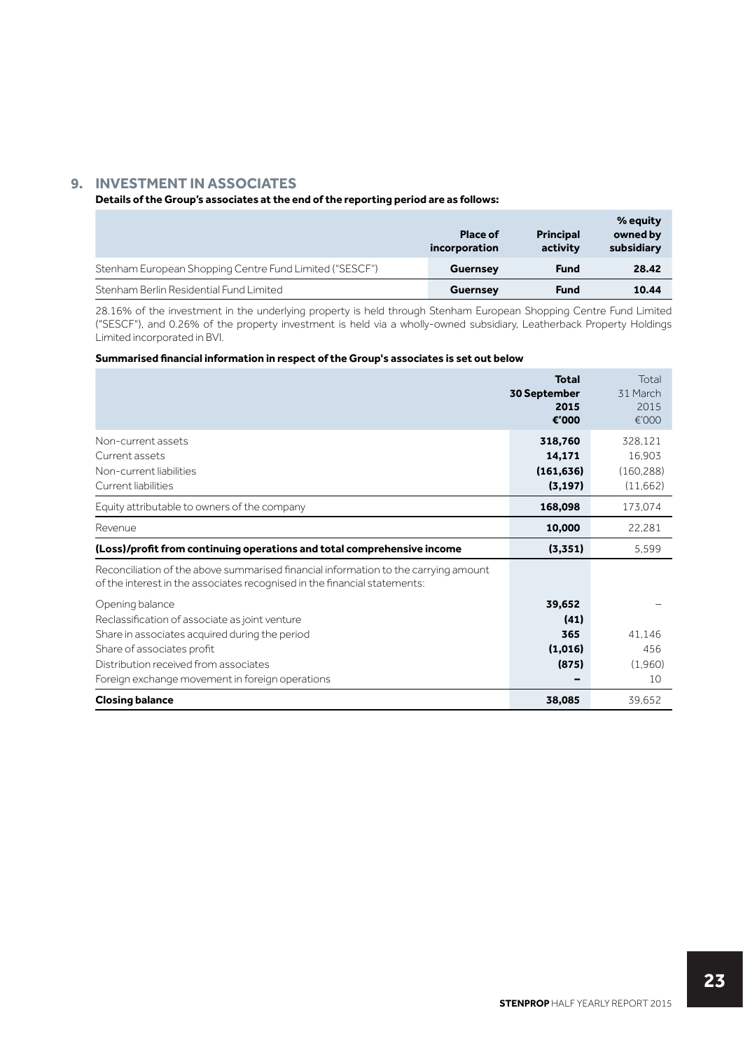## 9. INVESTMENT IN ASSOCIATES

**Details of the Group's associates at the end of the reporting period are as follows:**

| | Place of incorporation | Principal activity | % equity owned by subsidiary |
|---|---|---|---|
| Stenham European Shopping Centre Fund Limited ("SESCF") | **Guernsey** | **Fund** | **28.42** |
| Stenham Berlin Residential Fund Limited | **Guernsey** | **Fund** | **10.44** |

28.16% of the investment in the underlying property is held through Stenham European Shopping Centre Fund Limited ("SESCF"), and 0.26% of the property investment is held via a wholly-owned subsidiary, Leatherback Property Holdings Limited incorporated in BVI.

**Summarised financial information in respect of the Group's associates is set out below**

| | **Total 30 September 2015 €'000** | Total 31 March 2015 €'000 |
|---|---|---|
| Non-current assets | **318,760** | 328,121 |
| Current assets | **14,171** | 16,903 |
| Non-current liabilities | **(161,636)** | (160,288) |
| Current liabilities | **(3,197)** | (11,662) |
| Equity attributable to owners of the company | **168,098** | 173,074 |
| Revenue | **10,000** | 22,281 |
| **(Loss)/profit from continuing operations and total comprehensive income** | **(3,351)** | 5,599 |
| Reconciliation of the above summarised financial information to the carrying amount of the interest in the associates recognised in the financial statements: | | |
| Opening balance | **39,652** | – |
| Reclassification of associate as joint venture | **(41)** | |
| Share in associates acquired during the period | **365** | 41,146 |
| Share of associates profit | **(1,016)** | 456 |
| Distribution received from associates | **(875)** | (1,960) |
| Foreign exchange movement in foreign operations | **–** | 10 |
| **Closing balance** | **38,085** | 39,652 |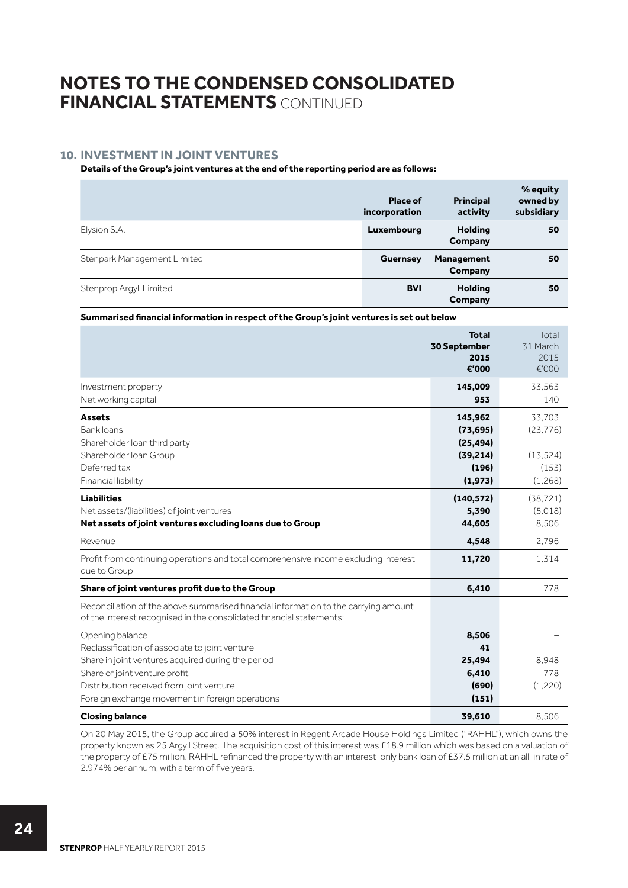# NOTES TO THE CONDENSED CONSOLIDATED FINANCIAL STATEMENTS CONTINUED

## 10. INVESTMENT IN JOINT VENTURES

**Details of the Group's joint ventures at the end of the reporting period are as follows:**

| | Place of incorporation | Principal activity | % equity owned by subsidiary |
|---|---|---|---|
| Elysion S.A. | **Luxembourg** | **Holding Company** | **50** |
| Stenpark Management Limited | **Guernsey** | **Management Company** | **50** |
| Stenprop Argyll Limited | **BVI** | **Holding Company** | **50** |

**Summarised financial information in respect of the Group's joint ventures is set out below**

| | **Total 30 September 2015 €'000** | Total 31 March 2015 €'000 |
|---|---|---|
| Investment property | **145,009** | 33,563 |
| Net working capital | **953** | 140 |
| **Assets** | **145,962** | 33,703 |
| Bank loans | **(73,695)** | (23,776) |
| Shareholder loan third party | **(25,494)** | – |
| Shareholder loan Group | **(39,214)** | (13,524) |
| Deferred tax | **(196)** | (153) |
| Financial liability | **(1,973)** | (1,268) |
| **Liabilities** | **(140,572)** | (38,721) |
| Net assets/(liabilities) of joint ventures | **5,390** | (5,018) |
| **Net assets of joint ventures excluding loans due to Group** | **44,605** | 8,506 |
| Revenue | **4,548** | 2,796 |
| Profit from continuing operations and total comprehensive income excluding interest due to Group | **11,720** | 1,314 |
| **Share of joint ventures profit due to the Group** | **6,410** | 778 |
| Reconciliation of the above summarised financial information to the carrying amount of the interest recognised in the consolidated financial statements: | | |
| Opening balance | **8,506** | – |
| Reclassification of associate to joint venture | **41** | – |
| Share in joint ventures acquired during the period | **25,494** | 8,948 |
| Share of joint venture profit | **6,410** | 778 |
| Distribution received from joint venture | **(690)** | (1,220) |
| Foreign exchange movement in foreign operations | **(151)** | – |
| **Closing balance** | **39,610** | 8,506 |

On 20 May 2015, the Group acquired a 50% interest in Regent Arcade House Holdings Limited ("RAHHL"), which owns the property known as 25 Argyll Street. The acquisition cost of this interest was £18.9 million which was based on a valuation of the property of £75 million. RAHHL refinanced the property with an interest-only bank loan of £37.5 million at an all-in rate of 2.974% per annum, with a term of five years.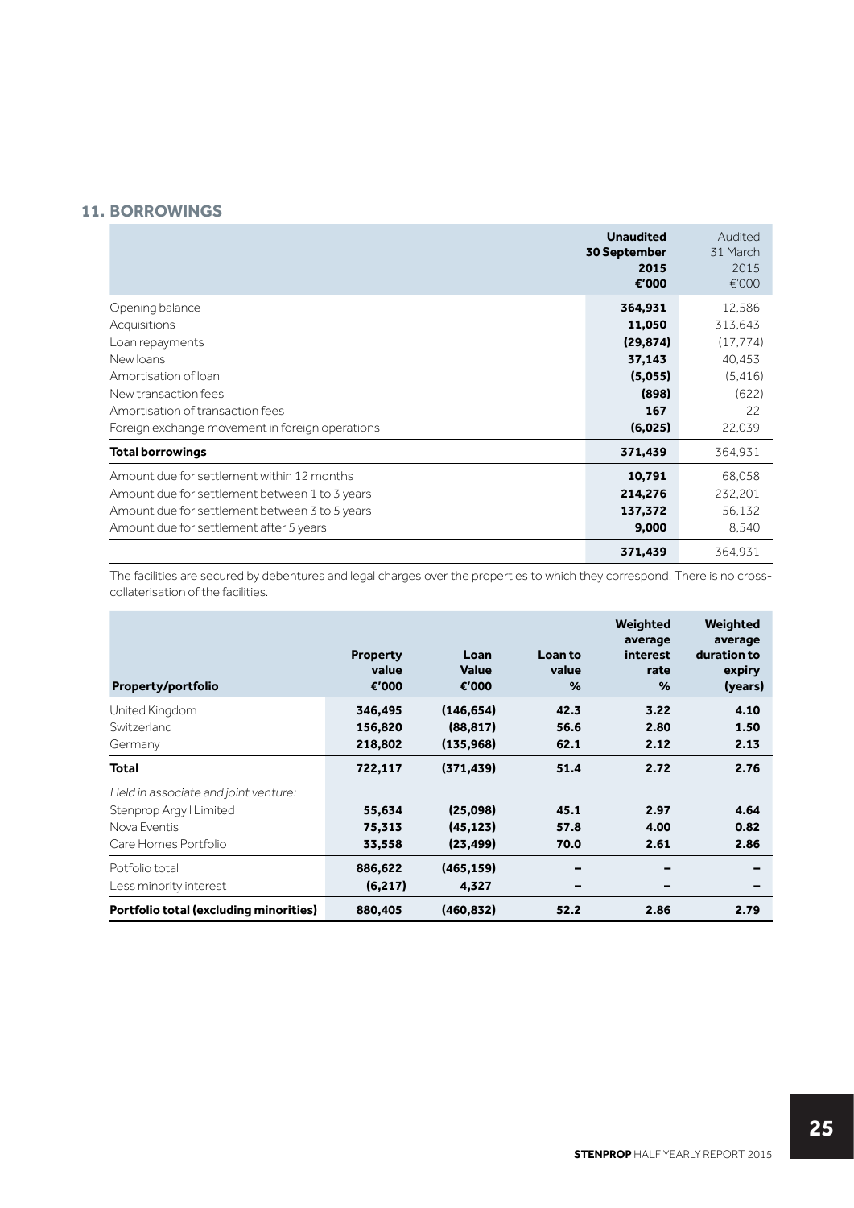## 11. BORROWINGS

| | Unaudited 30 September 2015 €'000 | Audited 31 March 2015 €'000 |
|---|---|---|
| Opening balance | **364,931** | 12,586 |
| Acquisitions | **11,050** | 313,643 |
| Loan repayments | **(29,874)** | (17,774) |
| New loans | **37,143** | 40,453 |
| Amortisation of loan | **(5,055)** | (5,416) |
| New transaction fees | **(898)** | (622) |
| Amortisation of transaction fees | **167** | 22 |
| Foreign exchange movement in foreign operations | **(6,025)** | 22,039 |
| **Total borrowings** | **371,439** | 364,931 |
| Amount due for settlement within 12 months | **10,791** | 68,058 |
| Amount due for settlement between 1 to 3 years | **214,276** | 232,201 |
| Amount due for settlement between 3 to 5 years | **137,372** | 56,132 |
| Amount due for settlement after 5 years | **9,000** | 8,540 |
| | **371,439** | 364,931 |

The facilities are secured by debentures and legal charges over the properties to which they correspond. There is no cross-collaterisation of the facilities.

| Property/portfolio | Property value €'000 | Loan Value €'000 | Loan to value % | Weighted average interest rate % | Weighted average duration to expiry (years) |
|---|---|---|---|---|---|
| United Kingdom | **346,495** | **(146,654)** | **42.3** | **3.22** | **4.10** |
| Switzerland | **156,820** | **(88,817)** | **56.6** | **2.80** | **1.50** |
| Germany | **218,802** | **(135,968)** | **62.1** | **2.12** | **2.13** |
| **Total** | **722,117** | **(371,439)** | **51.4** | **2.72** | **2.76** |
| *Held in associate and joint venture:* | | | | | |
| Stenprop Argyll Limited | **55,634** | **(25,098)** | **45.1** | **2.97** | **4.64** |
| Nova Eventis | **75,313** | **(45,123)** | **57.8** | **4.00** | **0.82** |
| Care Homes Portfolio | **33,558** | **(23,499)** | **70.0** | **2.61** | **2.86** |
| Potfolio total | **886,622** | **(465,159)** | **–** | **–** | **–** |
| Less minority interest | **(6,217)** | **4,327** | **–** | **–** | **–** |
| **Portfolio total (excluding minorities)** | **880,405** | **(460,832)** | **52.2** | **2.86** | **2.79** |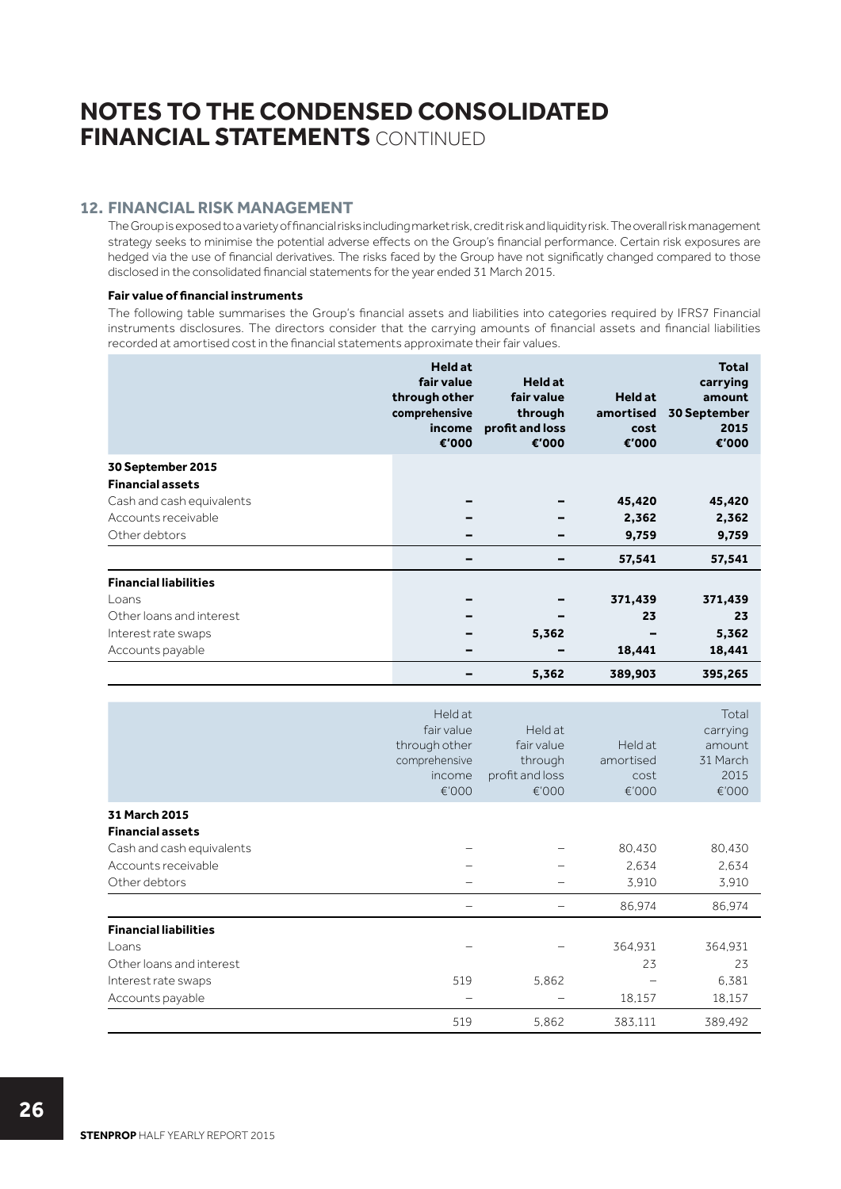# NOTES TO THE CONDENSED CONSOLIDATED FINANCIAL STATEMENTS CONTINUED

## 12. FINANCIAL RISK MANAGEMENT

The Group is exposed to a variety of financial risks including market risk, credit risk and liquidity risk. The overall risk management strategy seeks to minimise the potential adverse effects on the Group's financial performance. Certain risk exposures are hedged via the use of financial derivatives. The risks faced by the Group have not significatly changed compared to those disclosed in the consolidated financial statements for the year ended 31 March 2015.

**Fair value of financial instruments**

The following table summarises the Group's financial assets and liabilities into categories required by IFRS7 Financial instruments disclosures. The directors consider that the carrying amounts of financial assets and financial liabilities recorded at amortised cost in the financial statements approximate their fair values.

| | Held at fair value through other comprehensive income €'000 | Held at fair value through profit and loss €'000 | Held at amortised cost €'000 | Total carrying amount 30 September 2015 €'000 |
|---|---|---|---|---|
| **30 September 2015** | | | | |
| **Financial assets** | | | | |
| Cash and cash equivalents | – | – | 45,420 | 45,420 |
| Accounts receivable | – | – | 2,362 | 2,362 |
| Other debtors | – | – | 9,759 | 9,759 |
| | – | – | 57,541 | 57,541 |
| **Financial liabilities** | | | | |
| Loans | – | – | 371,439 | 371,439 |
| Other loans and interest | – | – | 23 | 23 |
| Interest rate swaps | – | 5,362 | – | 5,362 |
| Accounts payable | – | – | 18,441 | 18,441 |
| | – | 5,362 | 389,903 | 395,265 |

| | Held at fair value through other comprehensive income €'000 | Held at fair value through profit and loss €'000 | Held at amortised cost €'000 | Total carrying amount 31 March 2015 €'000 |
|---|---|---|---|---|
| **31 March 2015** | | | | |
| **Financial assets** | | | | |
| Cash and cash equivalents | – | – | 80,430 | 80,430 |
| Accounts receivable | – | – | 2,634 | 2,634 |
| Other debtors | – | – | 3,910 | 3,910 |
| | – | – | 86,974 | 86,974 |
| **Financial liabilities** | | | | |
| Loans | – | – | 364,931 | 364,931 |
| Other loans and interest | | | 23 | 23 |
| Interest rate swaps | 519 | 5,862 | – | 6,381 |
| Accounts payable | – | – | 18,157 | 18,157 |
| | 519 | 5,862 | 383,111 | 389,492 |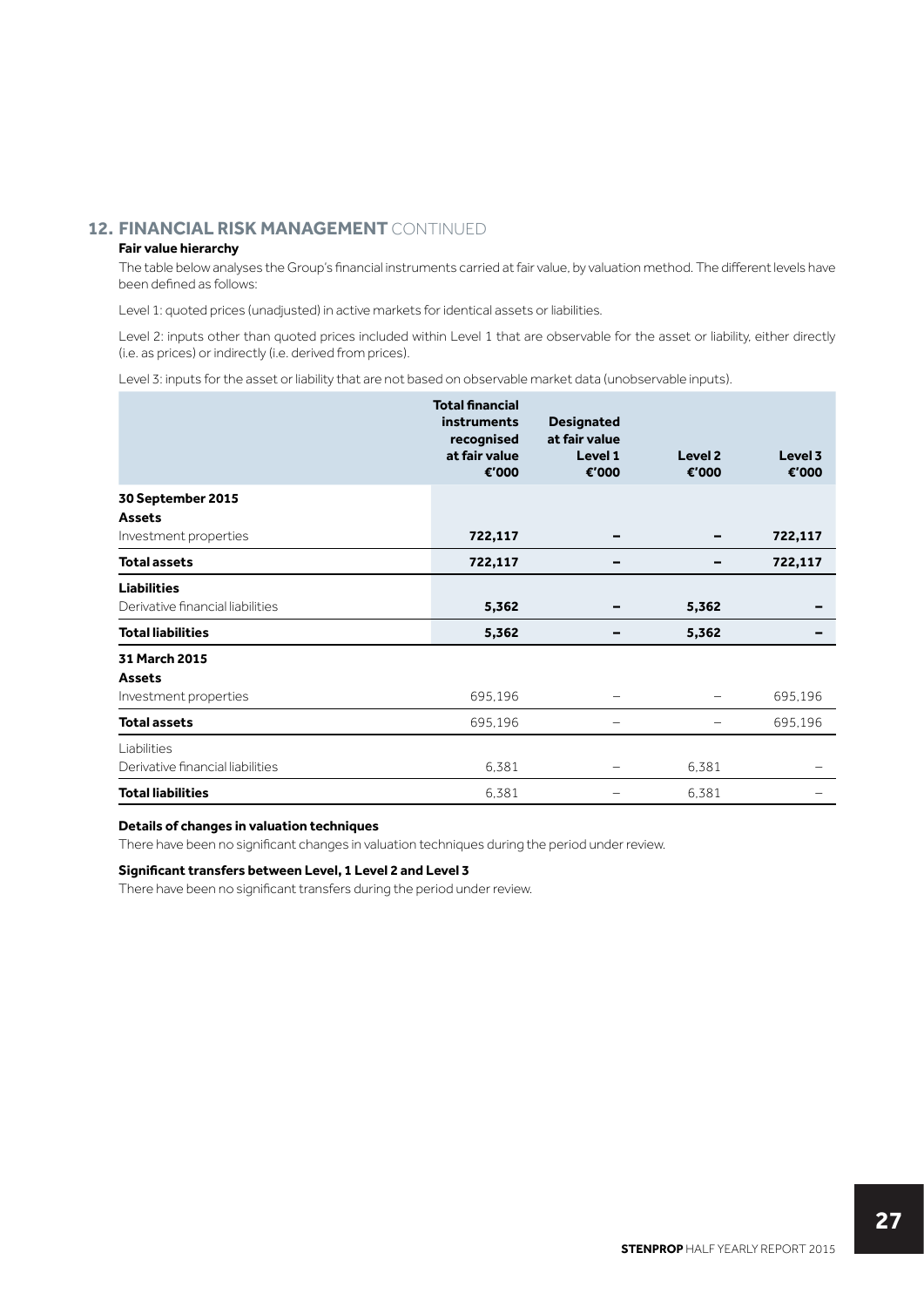## 12. FINANCIAL RISK MANAGEMENT CONTINUED

### Fair value hierarchy

The table below analyses the Group's financial instruments carried at fair value, by valuation method. The different levels have been defined as follows:

Level 1: quoted prices (unadjusted) in active markets for identical assets or liabilities.

Level 2: inputs other than quoted prices included within Level 1 that are observable for the asset or liability, either directly (i.e. as prices) or indirectly (i.e. derived from prices).

Level 3: inputs for the asset or liability that are not based on observable market data (unobservable inputs).

| | Total financial instruments recognised at fair value €'000 | Designated at fair value Level 1 €'000 | Level 2 €'000 | Level 3 €'000 |
|---|---|---|---|---|
| **30 September 2015** | | | | |
| **Assets** | | | | |
| Investment properties | **722,117** | **–** | **–** | **722,117** |
| **Total assets** | **722,117** | **–** | **–** | **722,117** |
| **Liabilities** | | | | |
| Derivative financial liabilities | **5,362** | **–** | **5,362** | **–** |
| **Total liabilities** | **5,362** | **–** | **5,362** | **–** |
| **31 March 2015** | | | | |
| **Assets** | | | | |
| Investment properties | 695,196 | – | – | 695,196 |
| **Total assets** | 695,196 | – | – | 695,196 |
| Liabilities | | | | |
| Derivative financial liabilities | 6,381 | – | 6,381 | – |
| **Total liabilities** | 6,381 | – | 6,381 | – |

**Details of changes in valuation techniques**

There have been no significant changes in valuation techniques during the period under review.

**Significant transfers between Level, 1 Level 2 and Level 3**

There have been no significant transfers during the period under review.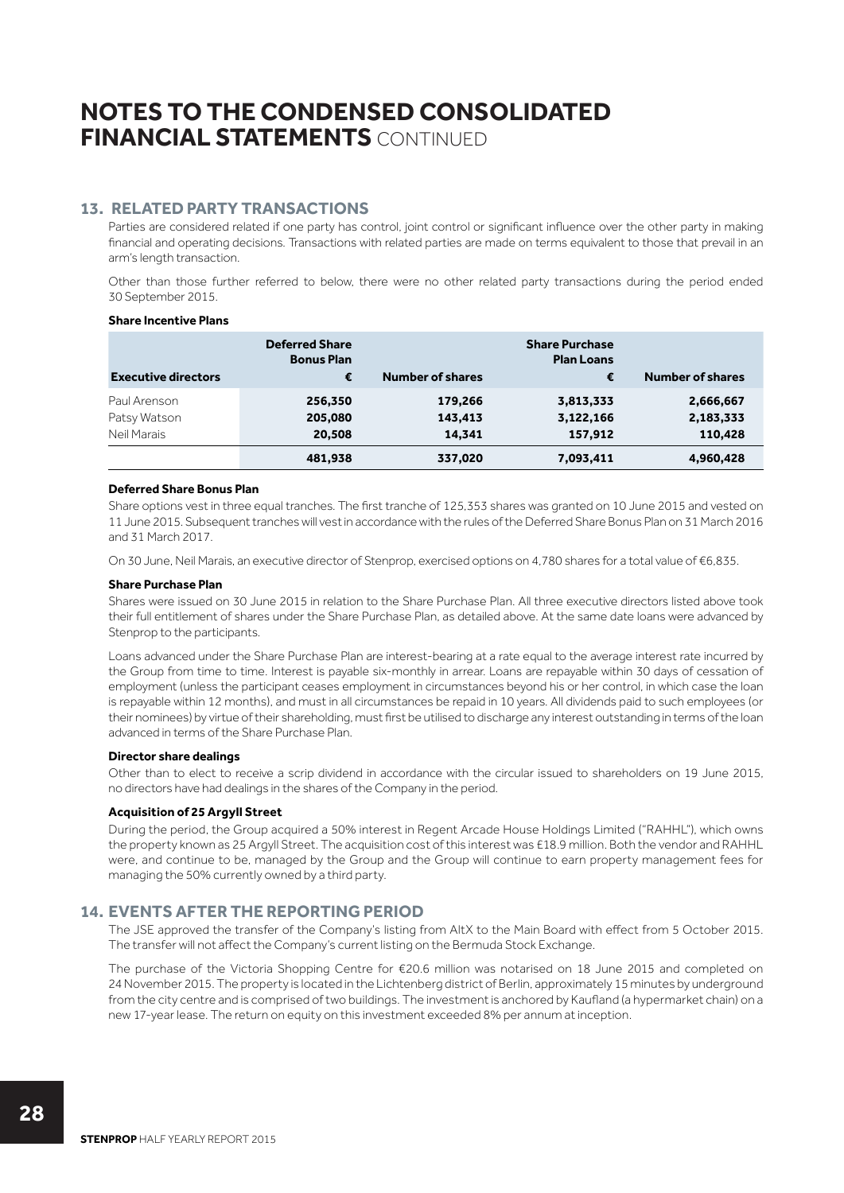# NOTES TO THE CONDENSED CONSOLIDATED FINANCIAL STATEMENTS CONTINUED

## 13. RELATED PARTY TRANSACTIONS

Parties are considered related if one party has control, joint control or significant influence over the other party in making financial and operating decisions. Transactions with related parties are made on terms equivalent to those that prevail in an arm's length transaction.

Other than those further referred to below, there were no other related party transactions during the period ended 30 September 2015.

**Share Incentive Plans**

| Executive directors | Deferred Share Bonus Plan € | Number of shares | Share Purchase Plan Loans € | Number of shares |
|---|---|---|---|---|
| Paul Arenson | **256,350** | **179,266** | **3,813,333** | **2,666,667** |
| Patsy Watson | **205,080** | **143,413** | **3,122,166** | **2,183,333** |
| Neil Marais | **20,508** | **14,341** | **157,912** | **110,428** |
| | **481,938** | **337,020** | **7,093,411** | **4,960,428** |

**Deferred Share Bonus Plan**

Share options vest in three equal tranches. The first tranche of 125,353 shares was granted on 10 June 2015 and vested on 11 June 2015. Subsequent tranches will vest in accordance with the rules of the Deferred Share Bonus Plan on 31 March 2016 and 31 March 2017.

On 30 June, Neil Marais, an executive director of Stenprop, exercised options on 4,780 shares for a total value of €6,835.

**Share Purchase Plan**

Shares were issued on 30 June 2015 in relation to the Share Purchase Plan. All three executive directors listed above took their full entitlement of shares under the Share Purchase Plan, as detailed above. At the same date loans were advanced by Stenprop to the participants.

Loans advanced under the Share Purchase Plan are interest-bearing at a rate equal to the average interest rate incurred by the Group from time to time. Interest is payable six-monthly in arrear. Loans are repayable within 30 days of cessation of employment (unless the participant ceases employment in circumstances beyond his or her control, in which case the loan is repayable within 12 months), and must in all circumstances be repaid in 10 years. All dividends paid to such employees (or their nominees) by virtue of their shareholding, must first be utilised to discharge any interest outstanding in terms of the loan advanced in terms of the Share Purchase Plan.

**Director share dealings**

Other than to elect to receive a scrip dividend in accordance with the circular issued to shareholders on 19 June 2015, no directors have had dealings in the shares of the Company in the period.

**Acquisition of 25 Argyll Street**

During the period, the Group acquired a 50% interest in Regent Arcade House Holdings Limited ("RAHHL"), which owns the property known as 25 Argyll Street. The acquisition cost of this interest was £18.9 million. Both the vendor and RAHHL were, and continue to be, managed by the Group and the Group will continue to earn property management fees for managing the 50% currently owned by a third party.

## 14. EVENTS AFTER THE REPORTING PERIOD

The JSE approved the transfer of the Company's listing from AltX to the Main Board with effect from 5 October 2015. The transfer will not affect the Company's current listing on the Bermuda Stock Exchange.

The purchase of the Victoria Shopping Centre for €20.6 million was notarised on 18 June 2015 and completed on 24 November 2015. The property is located in the Lichtenberg district of Berlin, approximately 15 minutes by underground from the city centre and is comprised of two buildings. The investment is anchored by Kaufland (a hypermarket chain) on a new 17-year lease. The return on equity on this investment exceeded 8% per annum at inception.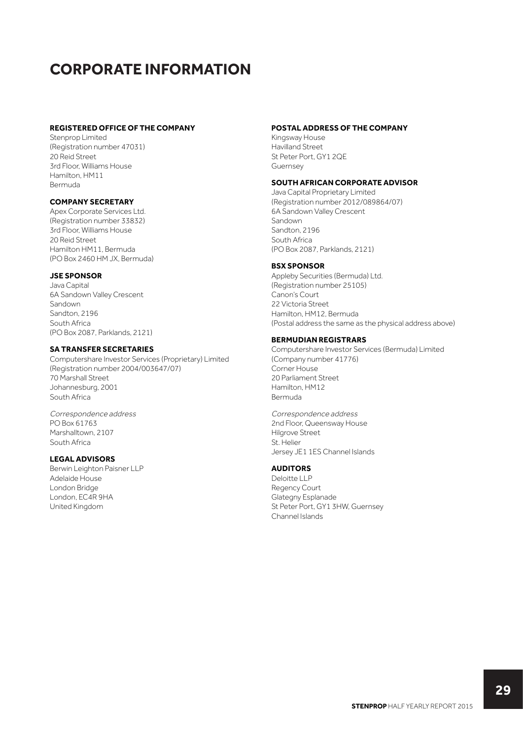# CORPORATE INFORMATION

### REGISTERED OFFICE OF THE COMPANY

Stenprop Limited
(Registration number 47031)
20 Reid Street
3rd Floor, Williams House
Hamilton, HM11
Bermuda

### COMPANY SECRETARY

Apex Corporate Services Ltd.
(Registration number 33832)
3rd Floor, Williams House
20 Reid Street
Hamilton HM11, Bermuda
(PO Box 2460 HM JX, Bermuda)

### JSE SPONSOR

Java Capital
6A Sandown Valley Crescent
Sandown
Sandton, 2196
South Africa
(PO Box 2087, Parklands, 2121)

### SA TRANSFER SECRETARIES

Computershare Investor Services (Proprietary) Limited
(Registration number 2004/003647/07)
70 Marshall Street
Johannesburg, 2001
South Africa

*Correspondence address*
PO Box 61763
Marshalltown, 2107
South Africa

### LEGAL ADVISORS

Berwin Leighton Paisner LLP
Adelaide House
London Bridge
London, EC4R 9HA
United Kingdom

### POSTAL ADDRESS OF THE COMPANY

Kingsway House
Havilland Street
St Peter Port, GY1 2QE
Guernsey

### SOUTH AFRICAN CORPORATE ADVISOR

Java Capital Proprietary Limited
(Registration number 2012/089864/07)
6A Sandown Valley Crescent
Sandown
Sandton, 2196
South Africa
(PO Box 2087, Parklands, 2121)

### BSX SPONSOR

Appleby Securities (Bermuda) Ltd.
(Registration number 25105)
Canon's Court
22 Victoria Street
Hamilton, HM12, Bermuda
(Postal address the same as the physical address above)

### BERMUDIAN REGISTRARS

Computershare Investor Services (Bermuda) Limited
(Company number 41776)
Corner House
20 Parliament Street
Hamilton, HM12
Bermuda

*Correspondence address*
2nd Floor, Queensway House
Hilgrove Street
St. Helier
Jersey JE1 1ES Channel Islands

### AUDITORS

Deloitte LLP
Regency Court
Glategny Esplanade
St Peter Port, GY1 3HW, Guernsey
Channel Islands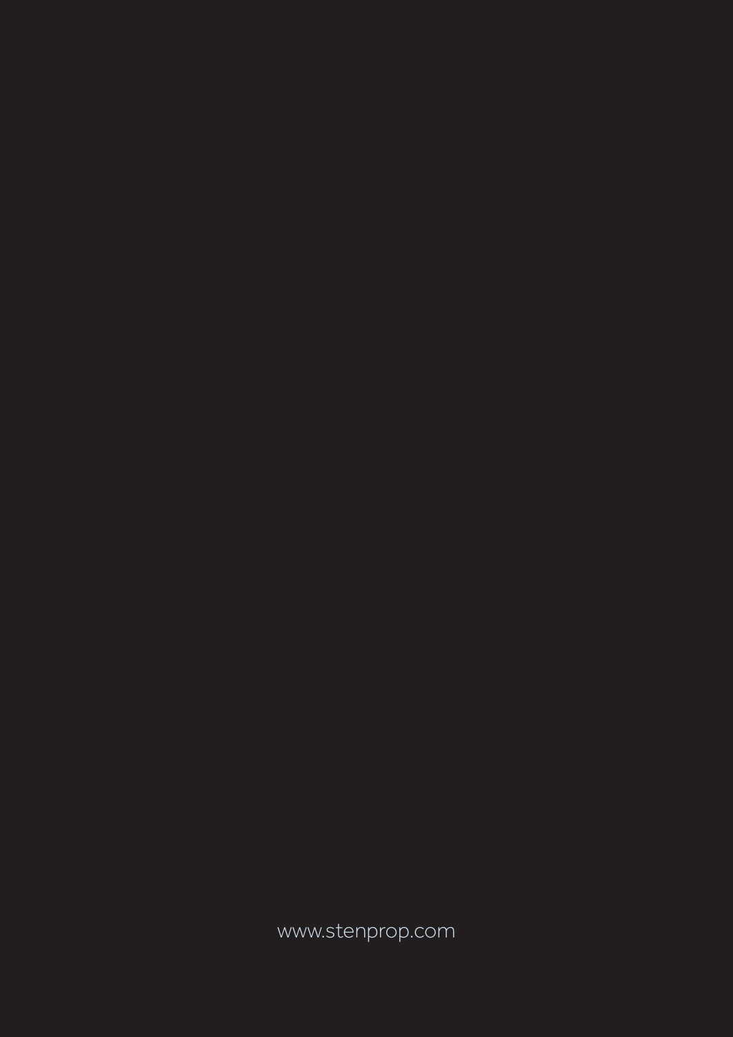www.stenprop.com